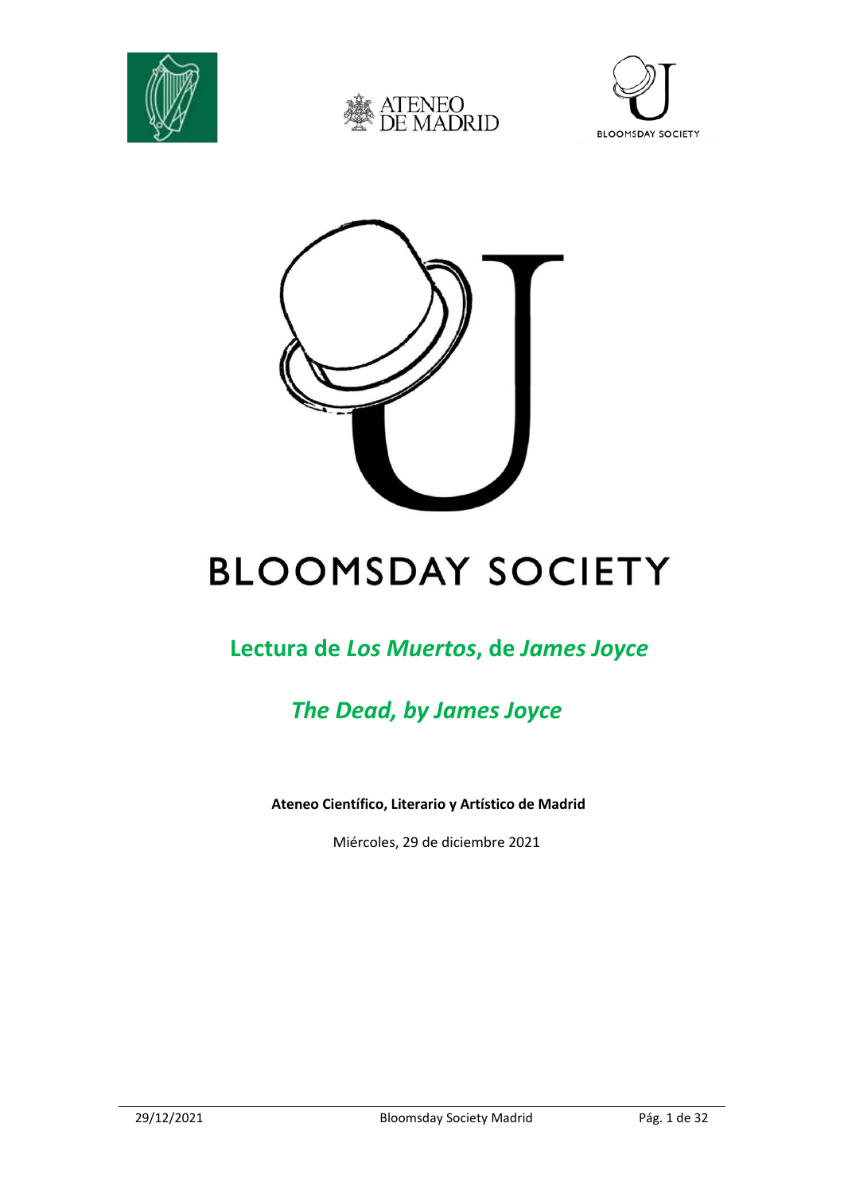# BLOOMSDAY SOCIETY

## Lectura de *Los Muertos*, de *James Joyce*

## *The Dead, by James Joyce*

**Ateneo Científico, Literario y Artístico de Madrid**

Miércoles, 29 de diciembre 2021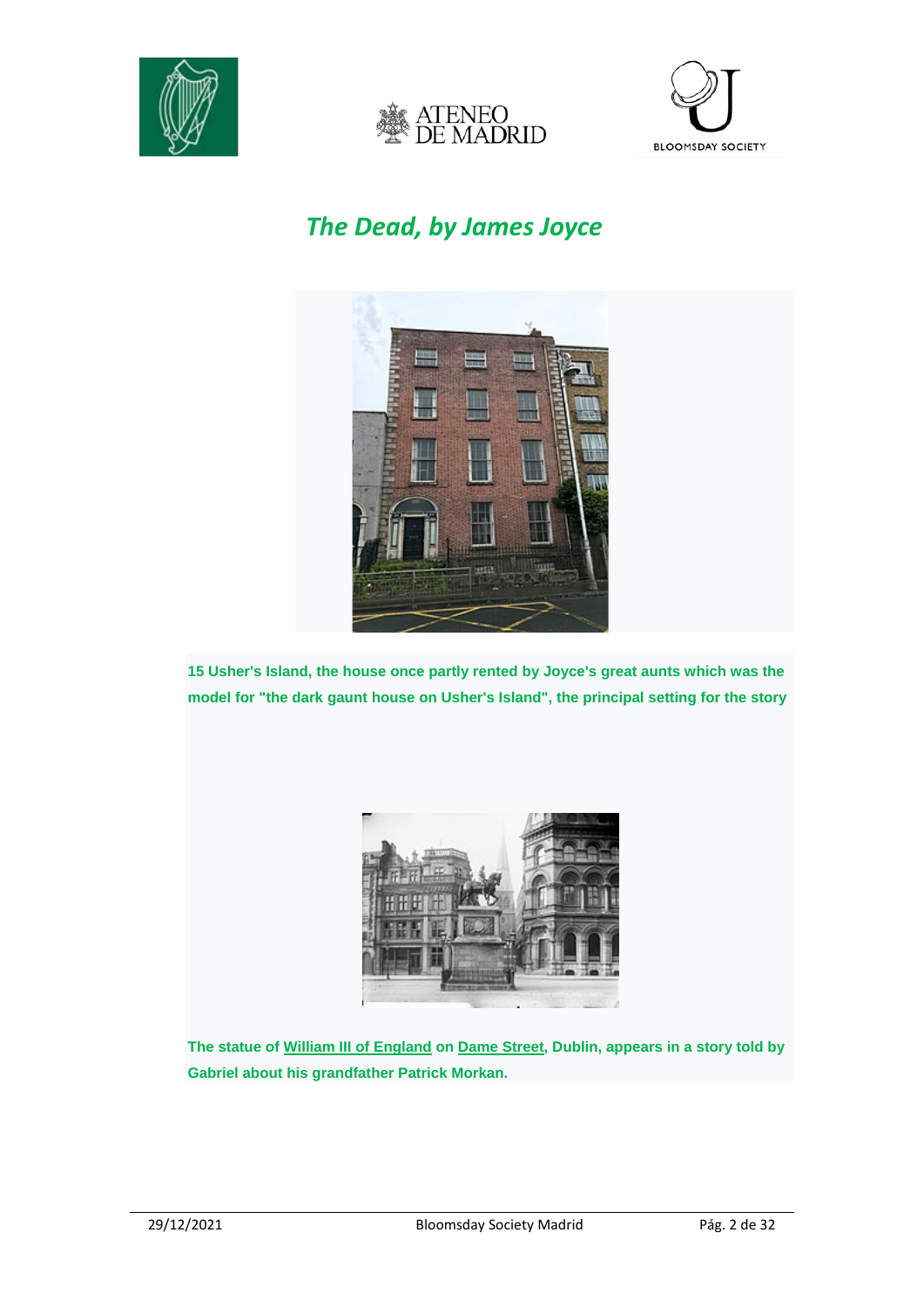## *The Dead, by James Joyce*

**15 Usher's Island, the house once partly rented by Joyce's great aunts which was the model for "the dark gaunt house on Usher's Island", the principal setting for the story**

**The statue of William III of England on Dame Street, Dublin, appears in a story told by Gabriel about his grandfather Patrick Morkan.**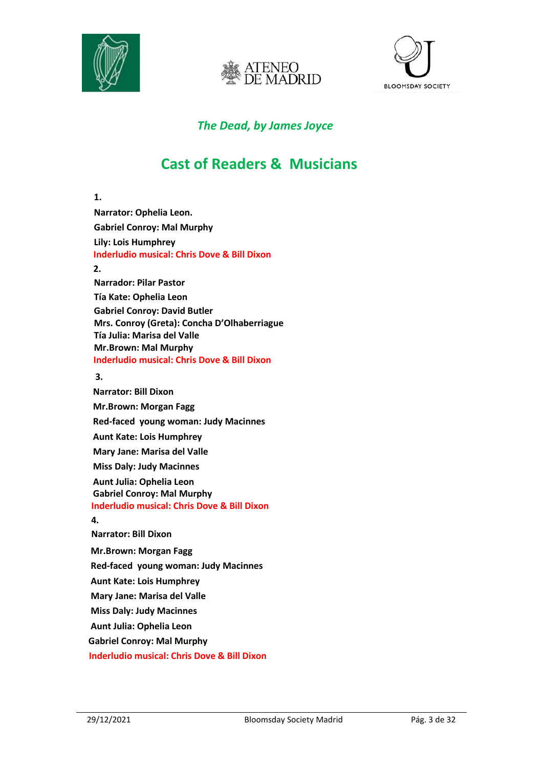*The Dead, by James Joyce*

## Cast of Readers & Musicians

**1.**

**Narrator: Ophelia Leon.**

**Gabriel Conroy: Mal Murphy**

**Lily: Lois Humphrey**

**Inderludio musical: Chris Dove & Bill Dixon**

**2.**

**Narrador: Pilar Pastor**

**Tía Kate: Ophelia Leon**

**Gabriel Conroy: David Butler**

**Mrs. Conroy (Greta): Concha D'Olhaberriague**

**Tía Julia: Marisa del Valle**

**Mr.Brown: Mal Murphy**

**Inderludio musical: Chris Dove & Bill Dixon**

**3.**

**Narrator: Bill Dixon**

**Mr.Brown: Morgan Fagg**

**Red-faced young woman: Judy Macinnes**

**Aunt Kate: Lois Humphrey**

**Mary Jane: Marisa del Valle**

**Miss Daly: Judy Macinnes**

**Aunt Julia: Ophelia Leon**

**Gabriel Conroy: Mal Murphy**

**Inderludio musical: Chris Dove & Bill Dixon**

**4.**

**Narrator: Bill Dixon**

**Mr.Brown: Morgan Fagg**

**Red-faced young woman: Judy Macinnes**

**Aunt Kate: Lois Humphrey**

**Mary Jane: Marisa del Valle**

**Miss Daly: Judy Macinnes**

**Aunt Julia: Ophelia Leon**

**Gabriel Conroy: Mal Murphy**

**Inderludio musical: Chris Dove & Bill Dixon**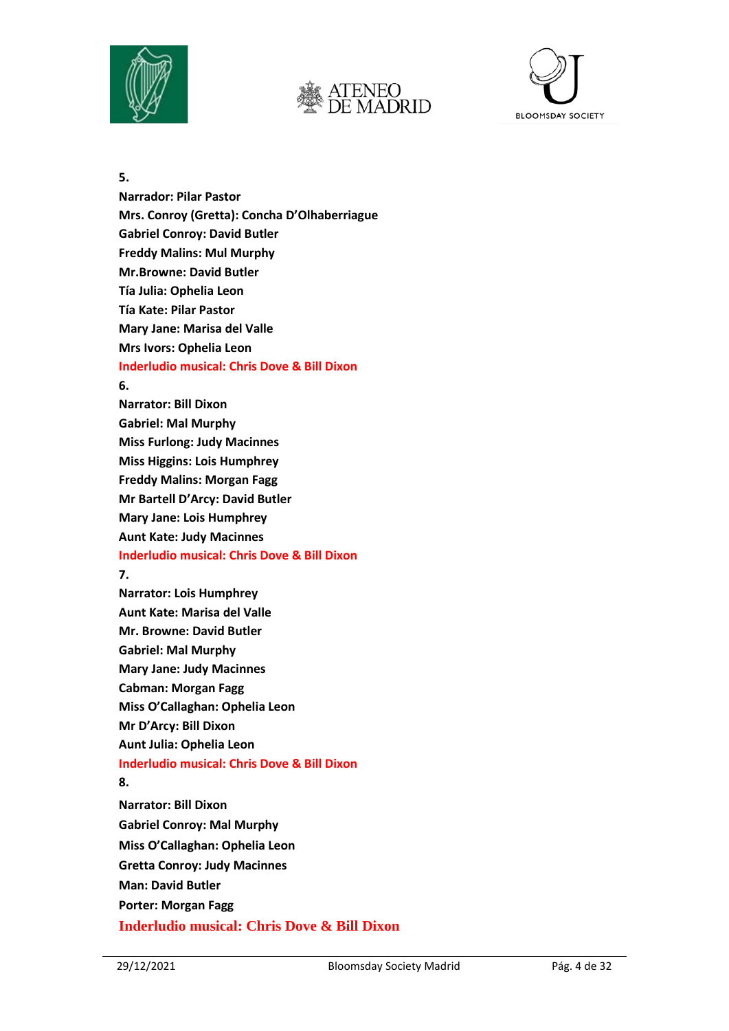**5.**

**Narrador: Pilar Pastor**

**Mrs. Conroy (Gretta): Concha D'Olhaberriague**

**Gabriel Conroy: David Butler**

**Freddy Malins: Mul Murphy**

**Mr.Browne: David Butler**

**Tía Julia: Ophelia Leon**

**Tía Kate: Pilar Pastor**

**Mary Jane: Marisa del Valle**

**Mrs Ivors: Ophelia Leon**

**Inderludio musical: Chris Dove & Bill Dixon**

**6.**

**Narrator: Bill Dixon**

**Gabriel: Mal Murphy**

**Miss Furlong: Judy Macinnes**

**Miss Higgins: Lois Humphrey**

**Freddy Malins: Morgan Fagg**

**Mr Bartell D'Arcy: David Butler**

**Mary Jane: Lois Humphrey**

**Aunt Kate: Judy Macinnes**

**Inderludio musical: Chris Dove & Bill Dixon**

**7.**

**Narrator: Lois Humphrey**

**Aunt Kate: Marisa del Valle**

**Mr. Browne: David Butler**

**Gabriel: Mal Murphy**

**Mary Jane: Judy Macinnes**

**Cabman: Morgan Fagg**

**Miss O'Callaghan: Ophelia Leon**

**Mr D'Arcy: Bill Dixon**

**Aunt Julia: Ophelia Leon**

**Inderludio musical: Chris Dove & Bill Dixon**

**8.**

**Narrator: Bill Dixon**

**Gabriel Conroy: Mal Murphy**

**Miss O'Callaghan: Ophelia Leon**

**Gretta Conroy: Judy Macinnes**

**Man: David Butler**

**Porter: Morgan Fagg**

**Inderludio musical: Chris Dove & Bill Dixon**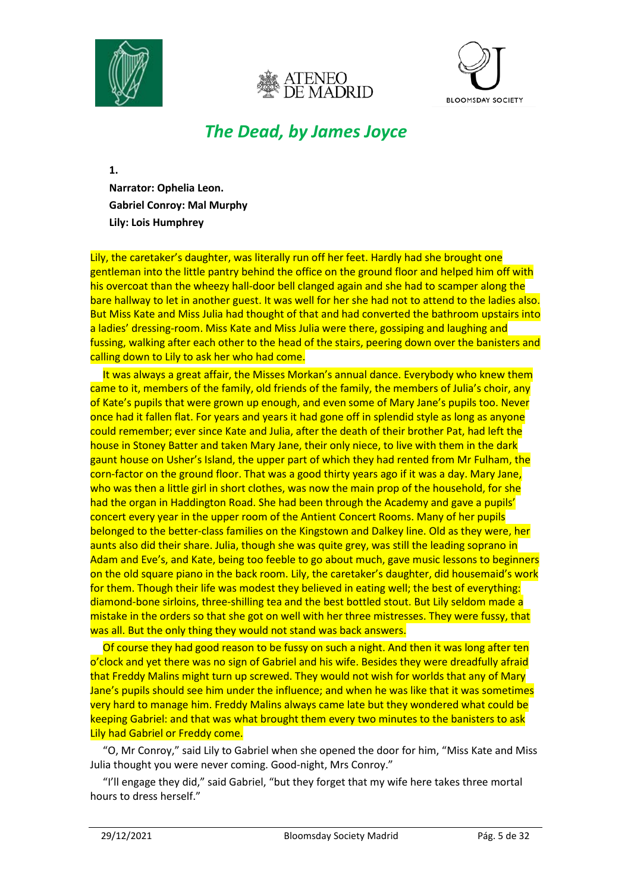## *The Dead, by James Joyce*

**1.**

**Narrator: Ophelia Leon.**
**Gabriel Conroy: Mal Murphy**
**Lily: Lois Humphrey**

Lily, the caretaker's daughter, was literally run off her feet. Hardly had she brought one gentleman into the little pantry behind the office on the ground floor and helped him off with his overcoat than the wheezy hall-door bell clanged again and she had to scamper along the bare hallway to let in another guest. It was well for her she had not to attend to the ladies also. But Miss Kate and Miss Julia had thought of that and had converted the bathroom upstairs into a ladies' dressing-room. Miss Kate and Miss Julia were there, gossiping and laughing and fussing, walking after each other to the head of the stairs, peering down over the banisters and calling down to Lily to ask her who had come.

It was always a great affair, the Misses Morkan's annual dance. Everybody who knew them came to it, members of the family, old friends of the family, the members of Julia's choir, any of Kate's pupils that were grown up enough, and even some of Mary Jane's pupils too. Never once had it fallen flat. For years and years it had gone off in splendid style as long as anyone could remember; ever since Kate and Julia, after the death of their brother Pat, had left the house in Stoney Batter and taken Mary Jane, their only niece, to live with them in the dark gaunt house on Usher's Island, the upper part of which they had rented from Mr Fulham, the corn-factor on the ground floor. That was a good thirty years ago if it was a day. Mary Jane, who was then a little girl in short clothes, was now the main prop of the household, for she had the organ in Haddington Road. She had been through the Academy and gave a pupils' concert every year in the upper room of the Antient Concert Rooms. Many of her pupils belonged to the better-class families on the Kingstown and Dalkey line. Old as they were, her aunts also did their share. Julia, though she was quite grey, was still the leading soprano in Adam and Eve's, and Kate, being too feeble to go about much, gave music lessons to beginners on the old square piano in the back room. Lily, the caretaker's daughter, did housemaid's work for them. Though their life was modest they believed in eating well; the best of everything: diamond-bone sirloins, three-shilling tea and the best bottled stout. But Lily seldom made a mistake in the orders so that she got on well with her three mistresses. They were fussy, that was all. But the only thing they would not stand was back answers.

Of course they had good reason to be fussy on such a night. And then it was long after ten o'clock and yet there was no sign of Gabriel and his wife. Besides they were dreadfully afraid that Freddy Malins might turn up screwed. They would not wish for worlds that any of Mary Jane's pupils should see him under the influence; and when he was like that it was sometimes very hard to manage him. Freddy Malins always came late but they wondered what could be keeping Gabriel: and that was what brought them every two minutes to the banisters to ask Lily had Gabriel or Freddy come.

"O, Mr Conroy," said Lily to Gabriel when she opened the door for him, "Miss Kate and Miss Julia thought you were never coming. Good-night, Mrs Conroy."

"I'll engage they did," said Gabriel, "but they forget that my wife here takes three mortal hours to dress herself."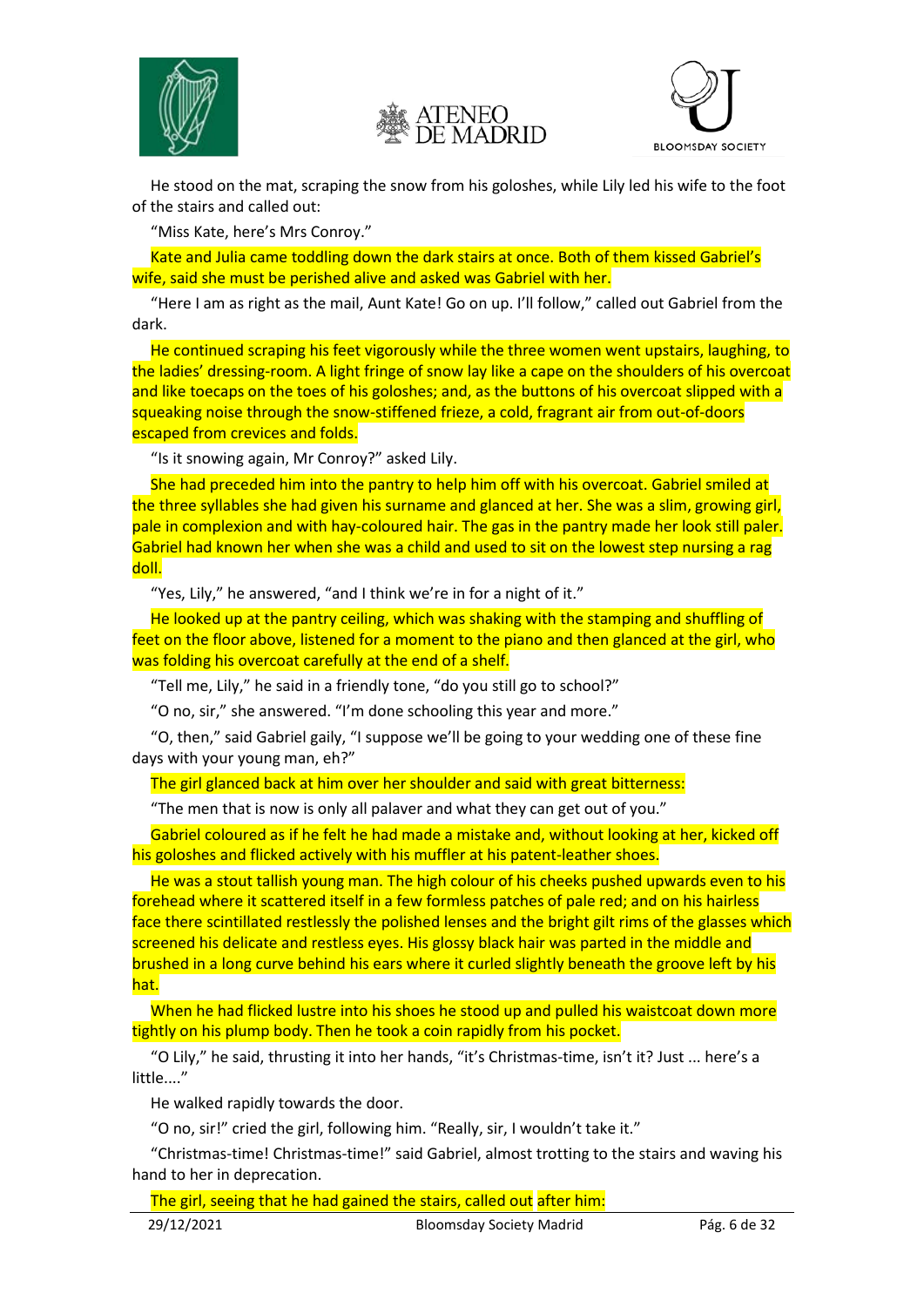He stood on the mat, scraping the snow from his goloshes, while Lily led his wife to the foot of the stairs and called out:

"Miss Kate, here's Mrs Conroy."

Kate and Julia came toddling down the dark stairs at once. Both of them kissed Gabriel's wife, said she must be perished alive and asked was Gabriel with her.

"Here I am as right as the mail, Aunt Kate! Go on up. I'll follow," called out Gabriel from the dark.

He continued scraping his feet vigorously while the three women went upstairs, laughing, to the ladies' dressing-room. A light fringe of snow lay like a cape on the shoulders of his overcoat and like toecaps on the toes of his goloshes; and, as the buttons of his overcoat slipped with a squeaking noise through the snow-stiffened frieze, a cold, fragrant air from out-of-doors escaped from crevices and folds.

"Is it snowing again, Mr Conroy?" asked Lily.

She had preceded him into the pantry to help him off with his overcoat. Gabriel smiled at the three syllables she had given his surname and glanced at her. She was a slim, growing girl, pale in complexion and with hay-coloured hair. The gas in the pantry made her look still paler. Gabriel had known her when she was a child and used to sit on the lowest step nursing a rag doll.

"Yes, Lily," he answered, "and I think we're in for a night of it."

He looked up at the pantry ceiling, which was shaking with the stamping and shuffling of feet on the floor above, listened for a moment to the piano and then glanced at the girl, who was folding his overcoat carefully at the end of a shelf.

"Tell me, Lily," he said in a friendly tone, "do you still go to school?"

"O no, sir," she answered. "I'm done schooling this year and more."

"O, then," said Gabriel gaily, "I suppose we'll be going to your wedding one of these fine days with your young man, eh?"

The girl glanced back at him over her shoulder and said with great bitterness:

"The men that is now is only all palaver and what they can get out of you."

Gabriel coloured as if he felt he had made a mistake and, without looking at her, kicked off his goloshes and flicked actively with his muffler at his patent-leather shoes.

He was a stout tallish young man. The high colour of his cheeks pushed upwards even to his forehead where it scattered itself in a few formless patches of pale red; and on his hairless face there scintillated restlessly the polished lenses and the bright gilt rims of the glasses which screened his delicate and restless eyes. His glossy black hair was parted in the middle and brushed in a long curve behind his ears where it curled slightly beneath the groove left by his hat.

When he had flicked lustre into his shoes he stood up and pulled his waistcoat down more tightly on his plump body. Then he took a coin rapidly from his pocket.

"O Lily," he said, thrusting it into her hands, "it's Christmas-time, isn't it? Just ... here's a little...."

He walked rapidly towards the door.

"O no, sir!" cried the girl, following him. "Really, sir, I wouldn't take it."

"Christmas-time! Christmas-time!" said Gabriel, almost trotting to the stairs and waving his hand to her in deprecation.

The girl, seeing that he had gained the stairs, called out after him: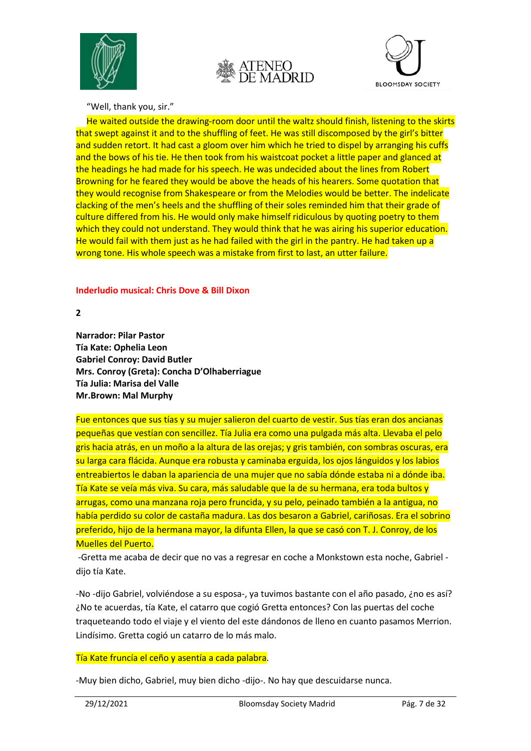"Well, thank you, sir."

He waited outside the drawing-room door until the waltz should finish, listening to the skirts that swept against it and to the shuffling of feet. He was still discomposed by the girl's bitter and sudden retort. It had cast a gloom over him which he tried to dispel by arranging his cuffs and the bows of his tie. He then took from his waistcoat pocket a little paper and glanced at the headings he had made for his speech. He was undecided about the lines from Robert Browning for he feared they would be above the heads of his hearers. Some quotation that they would recognise from Shakespeare or from the Melodies would be better. The indelicate clacking of the men's heels and the shuffling of their soles reminded him that their grade of culture differed from his. He would only make himself ridiculous by quoting poetry to them which they could not understand. They would think that he was airing his superior education. He would fail with them just as he had failed with the girl in the pantry. He had taken up a wrong tone. His whole speech was a mistake from first to last, an utter failure.

**Inderludio musical: Chris Dove & Bill Dixon**

**2**

**Narrador: Pilar Pastor**
**Tía Kate: Ophelia Leon**
**Gabriel Conroy: David Butler**
**Mrs. Conroy (Greta): Concha D'Olhaberriague**
**Tía Julia: Marisa del Valle**
**Mr.Brown: Mal Murphy**

Fue entonces que sus tías y su mujer salieron del cuarto de vestir. Sus tías eran dos ancianas pequeñas que vestían con sencillez. Tía Julia era como una pulgada más alta. Llevaba el pelo gris hacia atrás, en un moño a la altura de las orejas; y gris también, con sombras oscuras, era su larga cara flácida. Aunque era robusta y caminaba erguida, los ojos lánguidos y los labios entreabiertos le daban la apariencia de una mujer que no sabía dónde estaba ni a dónde iba. Tía Kate se veía más viva. Su cara, más saludable que la de su hermana, era toda bultos y arrugas, como una manzana roja pero fruncida, y su pelo, peinado también a la antigua, no había perdido su color de castaña madura. Las dos besaron a Gabriel, cariñosas. Era el sobrino preferido, hijo de la hermana mayor, la difunta Ellen, la que se casó con T. J. Conroy, de los Muelles del Puerto.

-Gretta me acaba de decir que no vas a regresar en coche a Monkstown esta noche, Gabriel -dijo tía Kate.

-No -dijo Gabriel, volviéndose a su esposa-, ya tuvimos bastante con el año pasado, ¿no es así? ¿No te acuerdas, tía Kate, el catarro que cogió Gretta entonces? Con las puertas del coche traqueteando todo el viaje y el viento del este dándonos de lleno en cuanto pasamos Merrion. Lindísimo. Gretta cogió un catarro de lo más malo.

Tía Kate fruncía el ceño y asentía a cada palabra.

-Muy bien dicho, Gabriel, muy bien dicho -dijo-. No hay que descuidarse nunca.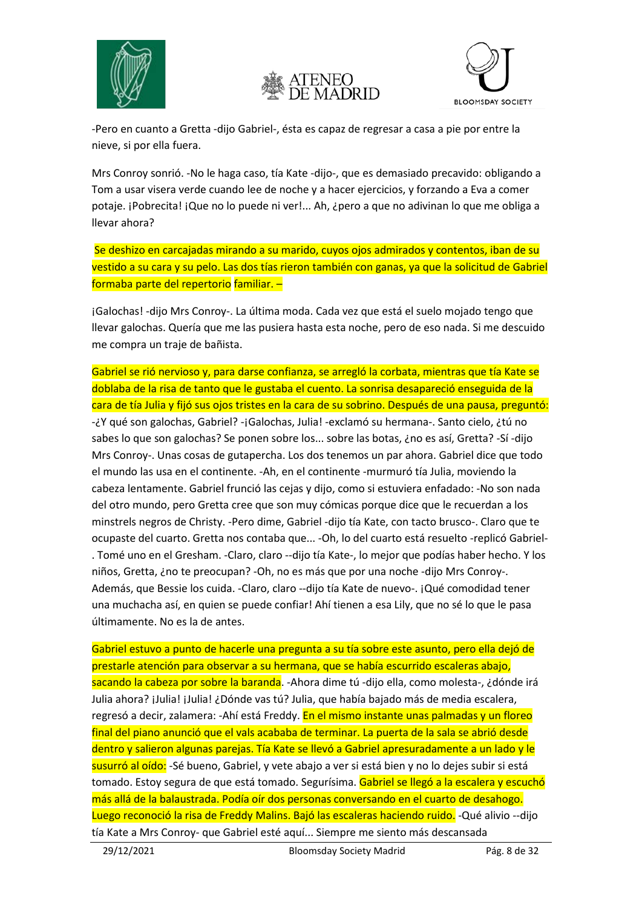-Pero en cuanto a Gretta -dijo Gabriel-, ésta es capaz de regresar a casa a pie por entre la nieve, si por ella fuera.

Mrs Conroy sonrió. -No le haga caso, tía Kate -dijo-, que es demasiado precavido: obligando a Tom a usar visera verde cuando lee de noche y a hacer ejercicios, y forzando a Eva a comer potaje. ¡Pobrecita! ¡Que no lo puede ni ver!... Ah, ¿pero a que no adivinan lo que me obliga a llevar ahora?

Se deshizo en carcajadas mirando a su marido, cuyos ojos admirados y contentos, iban de su vestido a su cara y su pelo. Las dos tías rieron también con ganas, ya que la solicitud de Gabriel formaba parte del repertorio familiar. –

¡Galochas! -dijo Mrs Conroy-. La última moda. Cada vez que está el suelo mojado tengo que llevar galochas. Quería que me las pusiera hasta esta noche, pero de eso nada. Si me descuido me compra un traje de bañista.

Gabriel se rió nervioso y, para darse confianza, se arregló la corbata, mientras que tía Kate se doblaba de la risa de tanto que le gustaba el cuento. La sonrisa desapareció enseguida de la cara de tía Julia y fijó sus ojos tristes en la cara de su sobrino. Después de una pausa, preguntó: -¿Y qué son galochas, Gabriel? -¡Galochas, Julia! -exclamó su hermana-. Santo cielo, ¿tú no sabes lo que son galochas? Se ponen sobre los... sobre las botas, ¿no es así, Gretta? -Sí -dijo Mrs Conroy-. Unas cosas de gutapercha. Los dos tenemos un par ahora. Gabriel dice que todo el mundo las usa en el continente. -Ah, en el continente -murmuró tía Julia, moviendo la cabeza lentamente. Gabriel frunció las cejas y dijo, como si estuviera enfadado: -No son nada del otro mundo, pero Gretta cree que son muy cómicas porque dice que le recuerdan a los minstrels negros de Christy. -Pero dime, Gabriel -dijo tía Kate, con tacto brusco-. Claro que te ocupaste del cuarto. Gretta nos contaba que... -Oh, lo del cuarto está resuelto -replicó Gabriel-. Tomé uno en el Gresham. -Claro, claro --dijo tía Kate-, lo mejor que podías haber hecho. Y los niños, Gretta, ¿no te preocupan? -Oh, no es más que por una noche -dijo Mrs Conroy-. Además, que Bessie los cuida. -Claro, claro --dijo tía Kate de nuevo-. ¡Qué comodidad tener una muchacha así, en quien se puede confiar! Ahí tienen a esa Lily, que no sé lo que le pasa últimamente. No es la de antes.

Gabriel estuvo a punto de hacerle una pregunta a su tía sobre este asunto, pero ella dejó de prestarle atención para observar a su hermana, que se había escurrido escaleras abajo, sacando la cabeza por sobre la baranda. -Ahora dime tú -dijo ella, como molesta-, ¿dónde irá Julia ahora? ¡Julia! ¡Julia! ¿Dónde vas tú? Julia, que había bajado más de media escalera, regresó a decir, zalamera: -Ahí está Freddy. En el mismo instante unas palmadas y un floreo final del piano anunció que el vals acababa de terminar. La puerta de la sala se abrió desde dentro y salieron algunas parejas. Tía Kate se llevó a Gabriel apresuradamente a un lado y le susurró al oído: -Sé bueno, Gabriel, y vete abajo a ver si está bien y no lo dejes subir si está tomado. Estoy segura de que está tomado. Segurísima. Gabriel se llegó a la escalera y escuchó más allá de la balaustrada. Podía oír dos personas conversando en el cuarto de desahogo. Luego reconoció la risa de Freddy Malins. Bajó las escaleras haciendo ruido. -Qué alivio --dijo tía Kate a Mrs Conroy- que Gabriel esté aquí... Siempre me siento más descansada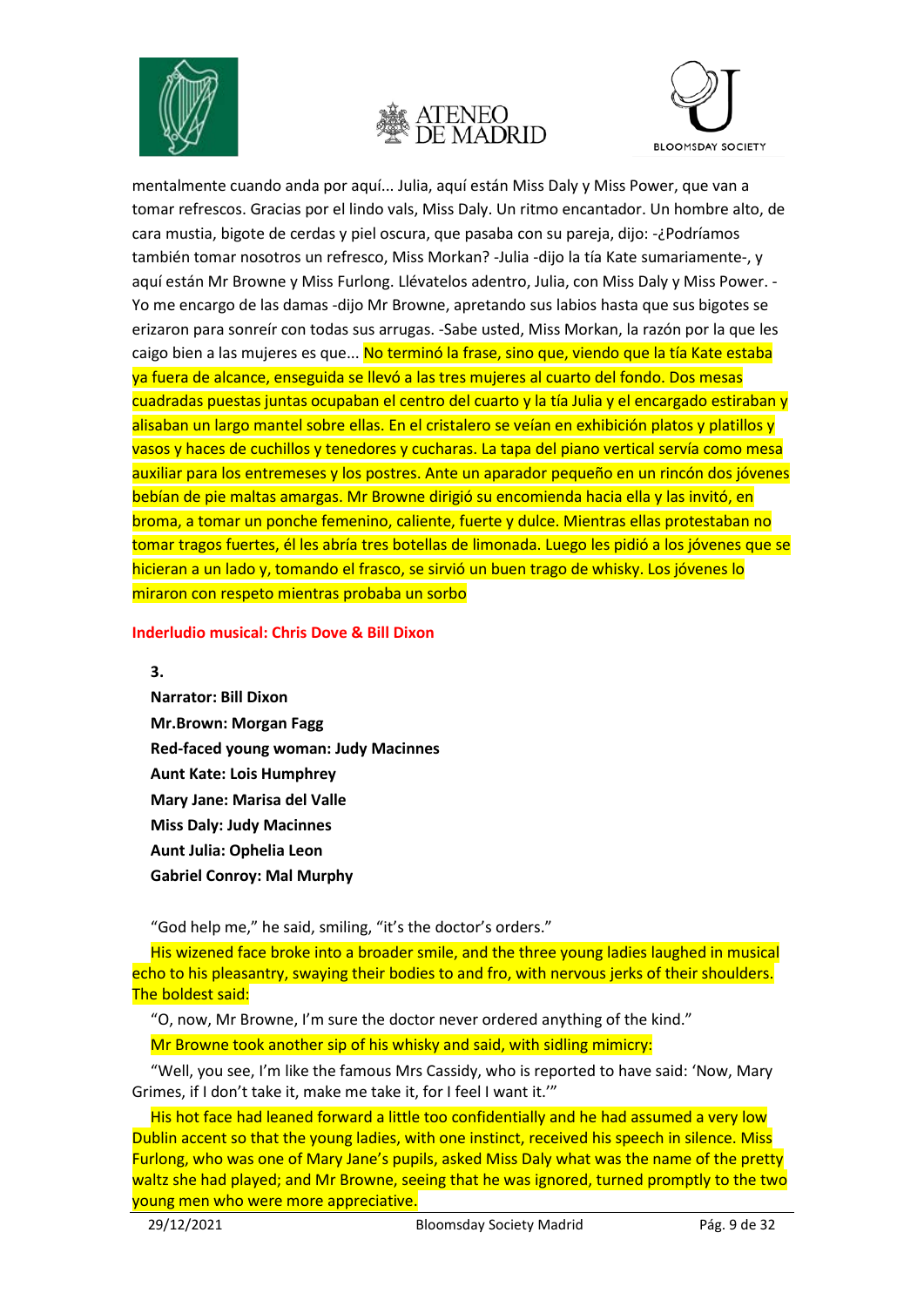mentalmente cuando anda por aquí... Julia, aquí están Miss Daly y Miss Power, que van a tomar refrescos. Gracias por el lindo vals, Miss Daly. Un ritmo encantador. Un hombre alto, de cara mustia, bigote de cerdas y piel oscura, que pasaba con su pareja, dijo: -¿Podríamos también tomar nosotros un refresco, Miss Morkan? -Julia -dijo la tía Kate sumariamente-, y aquí están Mr Browne y Miss Furlong. Llévatelos adentro, Julia, con Miss Daly y Miss Power. -Yo me encargo de las damas -dijo Mr Browne, apretando sus labios hasta que sus bigotes se erizaron para sonreír con todas sus arrugas. -Sabe usted, Miss Morkan, la razón por la que les caigo bien a las mujeres es que... No terminó la frase, sino que, viendo que la tía Kate estaba ya fuera de alcance, enseguida se llevó a las tres mujeres al cuarto del fondo. Dos mesas cuadradas puestas juntas ocupaban el centro del cuarto y la tía Julia y el encargado estiraban y alisaban un largo mantel sobre ellas. En el cristalero se veían en exhibición platos y platillos y vasos y haces de cuchillos y tenedores y cucharas. La tapa del piano vertical servía como mesa auxiliar para los entremeses y los postres. Ante un aparador pequeño en un rincón dos jóvenes bebían de pie maltas amargas. Mr Browne dirigió su encomienda hacia ella y las invitó, en broma, a tomar un ponche femenino, caliente, fuerte y dulce. Mientras ellas protestaban no tomar tragos fuertes, él les abría tres botellas de limonada. Luego les pidió a los jóvenes que se hicieran a un lado y, tomando el frasco, se sirvió un buen trago de whisky. Los jóvenes lo miraron con respeto mientras probaba un sorbo

**Inderludio musical: Chris Dove & Bill Dixon**

**3.**

**Narrator: Bill Dixon**
**Mr.Brown: Morgan Fagg**
**Red-faced young woman: Judy Macinnes**
**Aunt Kate: Lois Humphrey**
**Mary Jane: Marisa del Valle**
**Miss Daly: Judy Macinnes**
**Aunt Julia: Ophelia Leon**
**Gabriel Conroy: Mal Murphy**

"God help me," he said, smiling, "it's the doctor's orders."

His wizened face broke into a broader smile, and the three young ladies laughed in musical echo to his pleasantry, swaying their bodies to and fro, with nervous jerks of their shoulders. The boldest said:

"O, now, Mr Browne, I'm sure the doctor never ordered anything of the kind."

Mr Browne took another sip of his whisky and said, with sidling mimicry:

"Well, you see, I'm like the famous Mrs Cassidy, who is reported to have said: 'Now, Mary Grimes, if I don't take it, make me take it, for I feel I want it.'"

His hot face had leaned forward a little too confidentially and he had assumed a very low Dublin accent so that the young ladies, with one instinct, received his speech in silence. Miss Furlong, who was one of Mary Jane's pupils, asked Miss Daly what was the name of the pretty waltz she had played; and Mr Browne, seeing that he was ignored, turned promptly to the two young men who were more appreciative.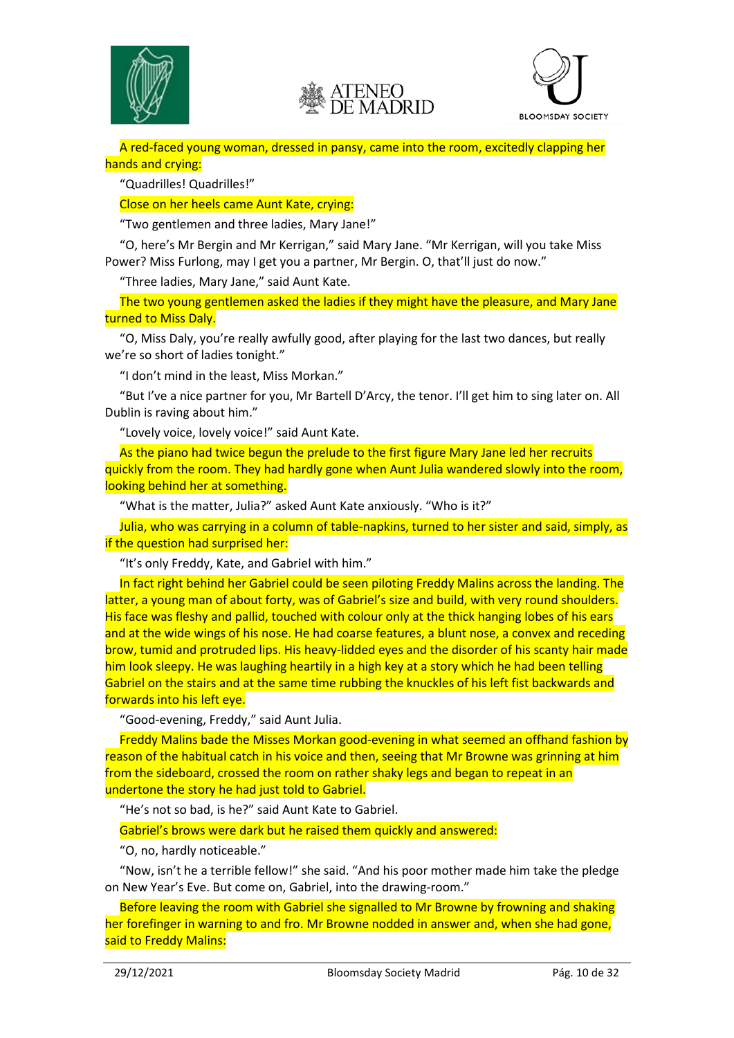A red-faced young woman, dressed in pansy, came into the room, excitedly clapping her hands and crying:

"Quadrilles! Quadrilles!"

Close on her heels came Aunt Kate, crying:

"Two gentlemen and three ladies, Mary Jane!"

"O, here's Mr Bergin and Mr Kerrigan," said Mary Jane. "Mr Kerrigan, will you take Miss Power? Miss Furlong, may I get you a partner, Mr Bergin. O, that'll just do now."

"Three ladies, Mary Jane," said Aunt Kate.

The two young gentlemen asked the ladies if they might have the pleasure, and Mary Jane turned to Miss Daly.

"O, Miss Daly, you're really awfully good, after playing for the last two dances, but really we're so short of ladies tonight."

"I don't mind in the least, Miss Morkan."

"But I've a nice partner for you, Mr Bartell D'Arcy, the tenor. I'll get him to sing later on. All Dublin is raving about him."

"Lovely voice, lovely voice!" said Aunt Kate.

As the piano had twice begun the prelude to the first figure Mary Jane led her recruits quickly from the room. They had hardly gone when Aunt Julia wandered slowly into the room, looking behind her at something.

"What is the matter, Julia?" asked Aunt Kate anxiously. "Who is it?"

Julia, who was carrying in a column of table-napkins, turned to her sister and said, simply, as if the question had surprised her:

"It's only Freddy, Kate, and Gabriel with him."

In fact right behind her Gabriel could be seen piloting Freddy Malins across the landing. The latter, a young man of about forty, was of Gabriel's size and build, with very round shoulders. His face was fleshy and pallid, touched with colour only at the thick hanging lobes of his ears and at the wide wings of his nose. He had coarse features, a blunt nose, a convex and receding brow, tumid and protruded lips. His heavy-lidded eyes and the disorder of his scanty hair made him look sleepy. He was laughing heartily in a high key at a story which he had been telling Gabriel on the stairs and at the same time rubbing the knuckles of his left fist backwards and forwards into his left eye.

"Good-evening, Freddy," said Aunt Julia.

Freddy Malins bade the Misses Morkan good-evening in what seemed an offhand fashion by reason of the habitual catch in his voice and then, seeing that Mr Browne was grinning at him from the sideboard, crossed the room on rather shaky legs and began to repeat in an undertone the story he had just told to Gabriel.

"He's not so bad, is he?" said Aunt Kate to Gabriel.

Gabriel's brows were dark but he raised them quickly and answered:

"O, no, hardly noticeable."

"Now, isn't he a terrible fellow!" she said. "And his poor mother made him take the pledge on New Year's Eve. But come on, Gabriel, into the drawing-room."

Before leaving the room with Gabriel she signalled to Mr Browne by frowning and shaking her forefinger in warning to and fro. Mr Browne nodded in answer and, when she had gone, said to Freddy Malins: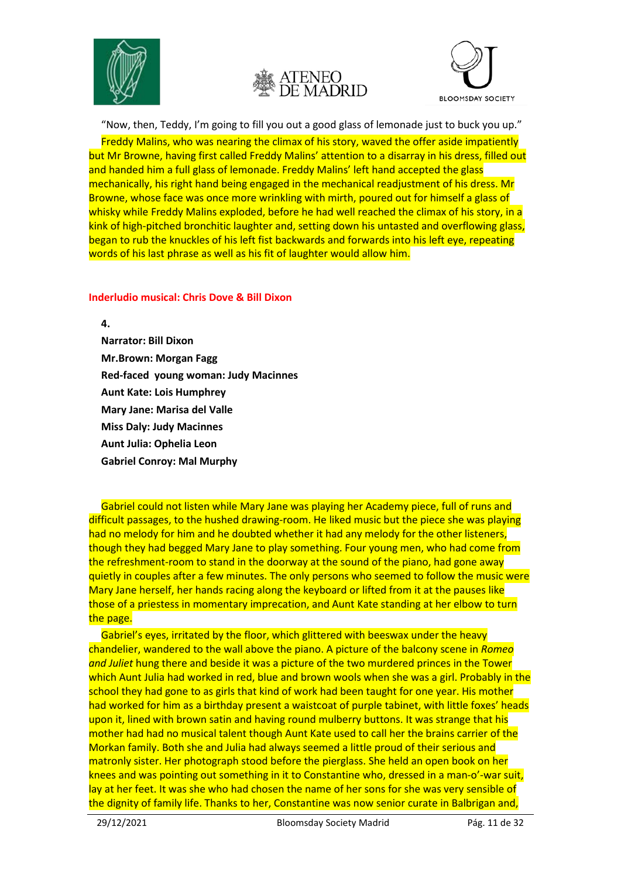"Now, then, Teddy, I'm going to fill you out a good glass of lemonade just to buck you up."

Freddy Malins, who was nearing the climax of his story, waved the offer aside impatiently but Mr Browne, having first called Freddy Malins' attention to a disarray in his dress, filled out and handed him a full glass of lemonade. Freddy Malins' left hand accepted the glass mechanically, his right hand being engaged in the mechanical readjustment of his dress. Mr Browne, whose face was once more wrinkling with mirth, poured out for himself a glass of whisky while Freddy Malins exploded, before he had well reached the climax of his story, in a kink of high-pitched bronchitic laughter and, setting down his untasted and overflowing glass, began to rub the knuckles of his left fist backwards and forwards into his left eye, repeating words of his last phrase as well as his fit of laughter would allow him.

**Inderludio musical: Chris Dove & Bill Dixon**

**4.**

**Narrator: Bill Dixon**
**Mr.Brown: Morgan Fagg**
**Red-faced young woman: Judy Macinnes**
**Aunt Kate: Lois Humphrey**
**Mary Jane: Marisa del Valle**
**Miss Daly: Judy Macinnes**
**Aunt Julia: Ophelia Leon**
**Gabriel Conroy: Mal Murphy**

Gabriel could not listen while Mary Jane was playing her Academy piece, full of runs and difficult passages, to the hushed drawing-room. He liked music but the piece she was playing had no melody for him and he doubted whether it had any melody for the other listeners, though they had begged Mary Jane to play something. Four young men, who had come from the refreshment-room to stand in the doorway at the sound of the piano, had gone away quietly in couples after a few minutes. The only persons who seemed to follow the music were Mary Jane herself, her hands racing along the keyboard or lifted from it at the pauses like those of a priestess in momentary imprecation, and Aunt Kate standing at her elbow to turn the page.

Gabriel's eyes, irritated by the floor, which glittered with beeswax under the heavy chandelier, wandered to the wall above the piano. A picture of the balcony scene in *Romeo and Juliet* hung there and beside it was a picture of the two murdered princes in the Tower which Aunt Julia had worked in red, blue and brown wools when she was a girl. Probably in the school they had gone to as girls that kind of work had been taught for one year. His mother had worked for him as a birthday present a waistcoat of purple tabinet, with little foxes' heads upon it, lined with brown satin and having round mulberry buttons. It was strange that his mother had had no musical talent though Aunt Kate used to call her the brains carrier of the Morkan family. Both she and Julia had always seemed a little proud of their serious and matronly sister. Her photograph stood before the pierglass. She held an open book on her knees and was pointing out something in it to Constantine who, dressed in a man-o'-war suit, lay at her feet. It was she who had chosen the name of her sons for she was very sensible of the dignity of family life. Thanks to her, Constantine was now senior curate in Balbrigan and,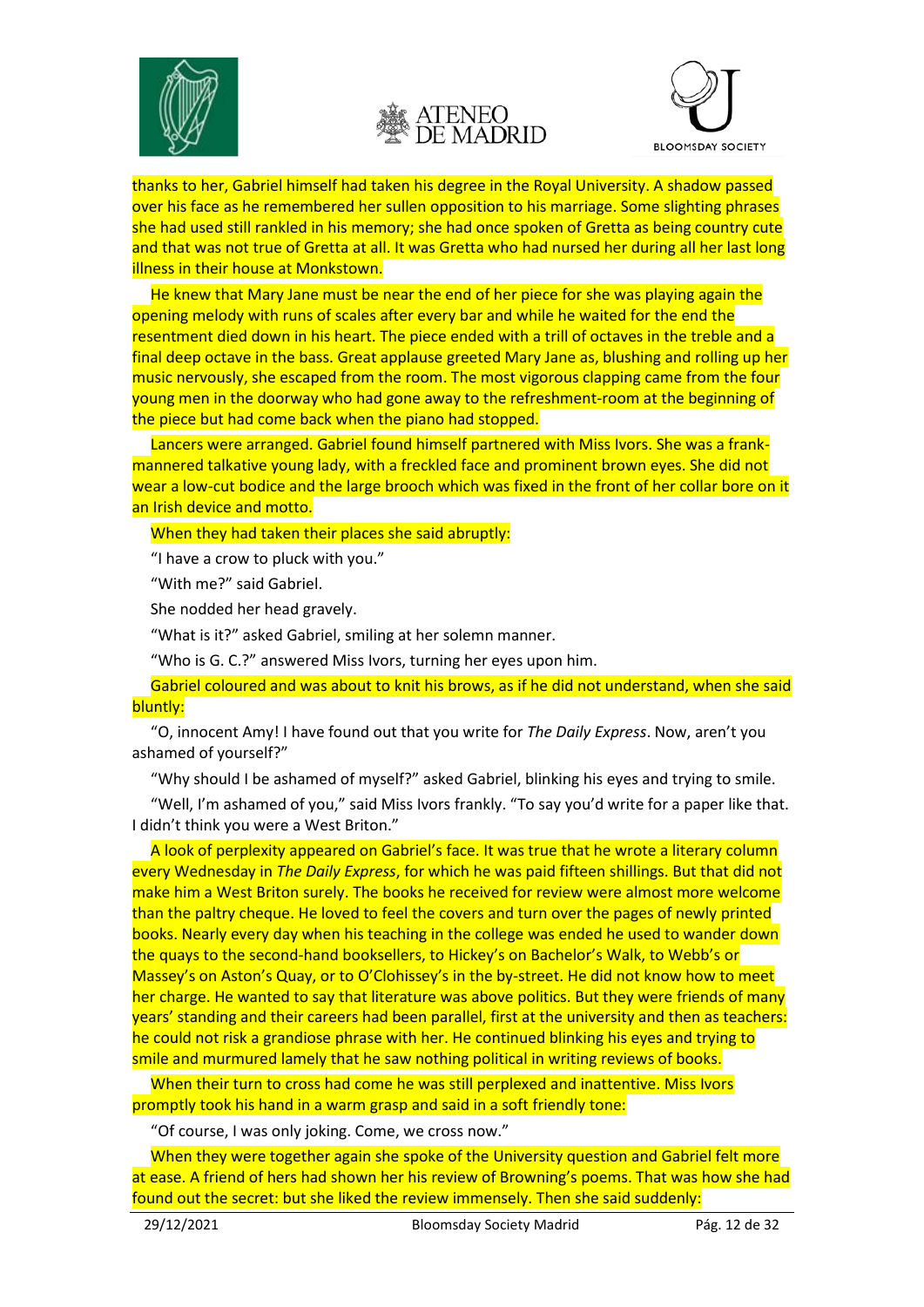thanks to her, Gabriel himself had taken his degree in the Royal University. A shadow passed over his face as he remembered her sullen opposition to his marriage. Some slighting phrases she had used still rankled in his memory; she had once spoken of Gretta as being country cute and that was not true of Gretta at all. It was Gretta who had nursed her during all her last long illness in their house at Monkstown.

He knew that Mary Jane must be near the end of her piece for she was playing again the opening melody with runs of scales after every bar and while he waited for the end the resentment died down in his heart. The piece ended with a trill of octaves in the treble and a final deep octave in the bass. Great applause greeted Mary Jane as, blushing and rolling up her music nervously, she escaped from the room. The most vigorous clapping came from the four young men in the doorway who had gone away to the refreshment-room at the beginning of the piece but had come back when the piano had stopped.

Lancers were arranged. Gabriel found himself partnered with Miss Ivors. She was a frank-mannered talkative young lady, with a freckled face and prominent brown eyes. She did not wear a low-cut bodice and the large brooch which was fixed in the front of her collar bore on it an Irish device and motto.

When they had taken their places she said abruptly:

"I have a crow to pluck with you."

"With me?" said Gabriel.

She nodded her head gravely.

"What is it?" asked Gabriel, smiling at her solemn manner.

"Who is G. C.?" answered Miss Ivors, turning her eyes upon him.

Gabriel coloured and was about to knit his brows, as if he did not understand, when she said bluntly:

"O, innocent Amy! I have found out that you write for *The Daily Express*. Now, aren't you ashamed of yourself?"

"Why should I be ashamed of myself?" asked Gabriel, blinking his eyes and trying to smile.

"Well, I'm ashamed of you," said Miss Ivors frankly. "To say you'd write for a paper like that. I didn't think you were a West Briton."

A look of perplexity appeared on Gabriel's face. It was true that he wrote a literary column every Wednesday in *The Daily Express*, for which he was paid fifteen shillings. But that did not make him a West Briton surely. The books he received for review were almost more welcome than the paltry cheque. He loved to feel the covers and turn over the pages of newly printed books. Nearly every day when his teaching in the college was ended he used to wander down the quays to the second-hand booksellers, to Hickey's on Bachelor's Walk, to Webb's or Massey's on Aston's Quay, or to O'Clohissey's in the by-street. He did not know how to meet her charge. He wanted to say that literature was above politics. But they were friends of many years' standing and their careers had been parallel, first at the university and then as teachers: he could not risk a grandiose phrase with her. He continued blinking his eyes and trying to smile and murmured lamely that he saw nothing political in writing reviews of books.

When their turn to cross had come he was still perplexed and inattentive. Miss Ivors promptly took his hand in a warm grasp and said in a soft friendly tone:

"Of course, I was only joking. Come, we cross now."

When they were together again she spoke of the University question and Gabriel felt more at ease. A friend of hers had shown her his review of Browning's poems. That was how she had found out the secret: but she liked the review immensely. Then she said suddenly: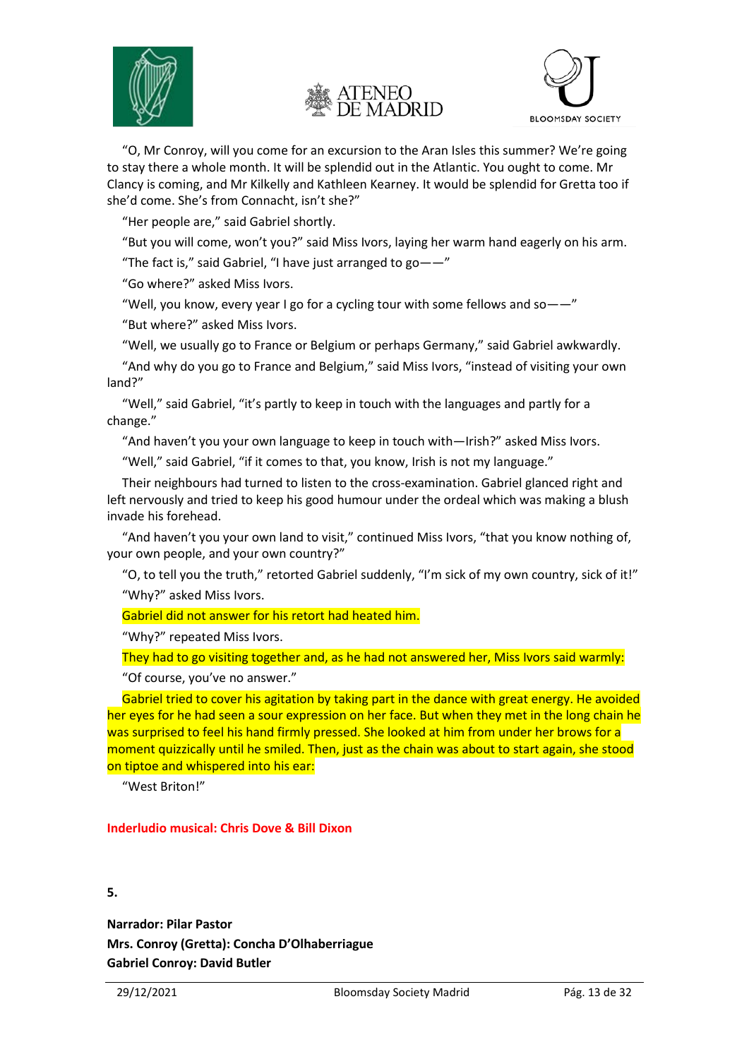"O, Mr Conroy, will you come for an excursion to the Aran Isles this summer? We're going to stay there a whole month. It will be splendid out in the Atlantic. You ought to come. Mr Clancy is coming, and Mr Kilkelly and Kathleen Kearney. It would be splendid for Gretta too if she'd come. She's from Connacht, isn't she?"

"Her people are," said Gabriel shortly.

"But you will come, won't you?" said Miss Ivors, laying her warm hand eagerly on his arm.

"The fact is," said Gabriel, "I have just arranged to go——"

"Go where?" asked Miss Ivors.

"Well, you know, every year I go for a cycling tour with some fellows and so——"

"But where?" asked Miss Ivors.

"Well, we usually go to France or Belgium or perhaps Germany," said Gabriel awkwardly.

"And why do you go to France and Belgium," said Miss Ivors, "instead of visiting your own land?"

"Well," said Gabriel, "it's partly to keep in touch with the languages and partly for a change."

"And haven't you your own language to keep in touch with—Irish?" asked Miss Ivors.

"Well," said Gabriel, "if it comes to that, you know, Irish is not my language."

Their neighbours had turned to listen to the cross-examination. Gabriel glanced right and left nervously and tried to keep his good humour under the ordeal which was making a blush invade his forehead.

"And haven't you your own land to visit," continued Miss Ivors, "that you know nothing of, your own people, and your own country?"

"O, to tell you the truth," retorted Gabriel suddenly, "I'm sick of my own country, sick of it!"

"Why?" asked Miss Ivors.

Gabriel did not answer for his retort had heated him.

"Why?" repeated Miss Ivors.

They had to go visiting together and, as he had not answered her, Miss Ivors said warmly:

"Of course, you've no answer."

Gabriel tried to cover his agitation by taking part in the dance with great energy. He avoided her eyes for he had seen a sour expression on her face. But when they met in the long chain he was surprised to feel his hand firmly pressed. She looked at him from under her brows for a moment quizzically until he smiled. Then, just as the chain was about to start again, she stood on tiptoe and whispered into his ear:

"West Briton!"

**Inderludio musical: Chris Dove & Bill Dixon**

**5.**

**Narrador: Pilar Pastor**
**Mrs. Conroy (Gretta): Concha D'Olhaberriague**
**Gabriel Conroy: David Butler**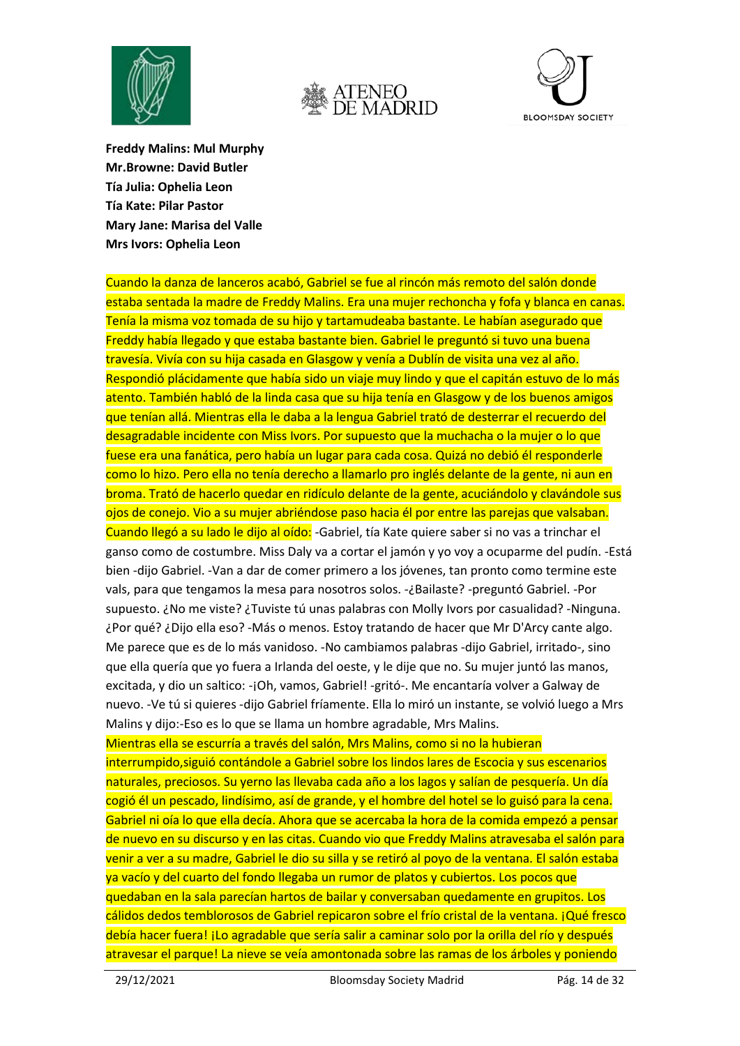**Freddy Malins: Mul Murphy**
**Mr.Browne: David Butler**
**Tía Julia: Ophelia Leon**
**Tía Kate: Pilar Pastor**
**Mary Jane: Marisa del Valle**
**Mrs Ivors: Ophelia Leon**

Cuando la danza de lanceros acabó, Gabriel se fue al rincón más remoto del salón donde estaba sentada la madre de Freddy Malins. Era una mujer rechoncha y fofa y blanca en canas. Tenía la misma voz tomada de su hijo y tartamudeaba bastante. Le habían asegurado que Freddy había llegado y que estaba bastante bien. Gabriel le preguntó si tuvo una buena travesía. Vivía con su hija casada en Glasgow y venía a Dublín de visita una vez al año. Respondió plácidamente que había sido un viaje muy lindo y que el capitán estuvo de lo más atento. También habló de la linda casa que su hija tenía en Glasgow y de los buenos amigos que tenían allá. Mientras ella le daba a la lengua Gabriel trató de desterrar el recuerdo del desagradable incidente con Miss Ivors. Por supuesto que la muchacha o la mujer o lo que fuese era una fanática, pero había un lugar para cada cosa. Quizá no debió él responderle como lo hizo. Pero ella no tenía derecho a llamarlo pro inglés delante de la gente, ni aun en broma. Trató de hacerlo quedar en ridículo delante de la gente, acuciándolo y clavándole sus ojos de conejo. Vio a su mujer abriéndose paso hacia él por entre las parejas que valsaban. Cuando llegó a su lado le dijo al oído: -Gabriel, tía Kate quiere saber si no vas a trinchar el ganso como de costumbre. Miss Daly va a cortar el jamón y yo voy a ocuparme del pudín. -Está bien -dijo Gabriel. -Van a dar de comer primero a los jóvenes, tan pronto como termine este vals, para que tengamos la mesa para nosotros solos. -¿Bailaste? -preguntó Gabriel. -Por supuesto. ¿No me viste? ¿Tuviste tú unas palabras con Molly Ivors por casualidad? -Ninguna. ¿Por qué? ¿Dijo ella eso? -Más o menos. Estoy tratando de hacer que Mr D'Arcy cante algo. Me parece que es de lo más vanidoso. -No cambiamos palabras -dijo Gabriel, irritado-, sino que ella quería que yo fuera a Irlanda del oeste, y le dije que no. Su mujer juntó las manos, excitada, y dio un saltico: -¡Oh, vamos, Gabriel! -gritó-. Me encantaría volver a Galway de nuevo. -Ve tú si quieres -dijo Gabriel fríamente. Ella lo miró un instante, se volvió luego a Mrs Malins y dijo:-Eso es lo que se llama un hombre agradable, Mrs Malins.

Mientras ella se escurría a través del salón, Mrs Malins, como si no la hubieran interrumpido,siguió contándole a Gabriel sobre los lindos lares de Escocia y sus escenarios naturales, preciosos. Su yerno las llevaba cada año a los lagos y salían de pesquería. Un día cogió él un pescado, lindísimo, así de grande, y el hombre del hotel se lo guisó para la cena. Gabriel ni oía lo que ella decía. Ahora que se acercaba la hora de la comida empezó a pensar de nuevo en su discurso y en las citas. Cuando vio que Freddy Malins atravesaba el salón para venir a ver a su madre, Gabriel le dio su silla y se retiró al poyo de la ventana. El salón estaba ya vacío y del cuarto del fondo llegaba un rumor de platos y cubiertos. Los pocos que quedaban en la sala parecían hartos de bailar y conversaban quedamente en grupitos. Los cálidos dedos temblorosos de Gabriel repicaron sobre el frío cristal de la ventana. ¡Qué fresco debía hacer fuera! ¡Lo agradable que sería salir a caminar solo por la orilla del río y después atravesar el parque! La nieve se veía amontonada sobre las ramas de los árboles y poniendo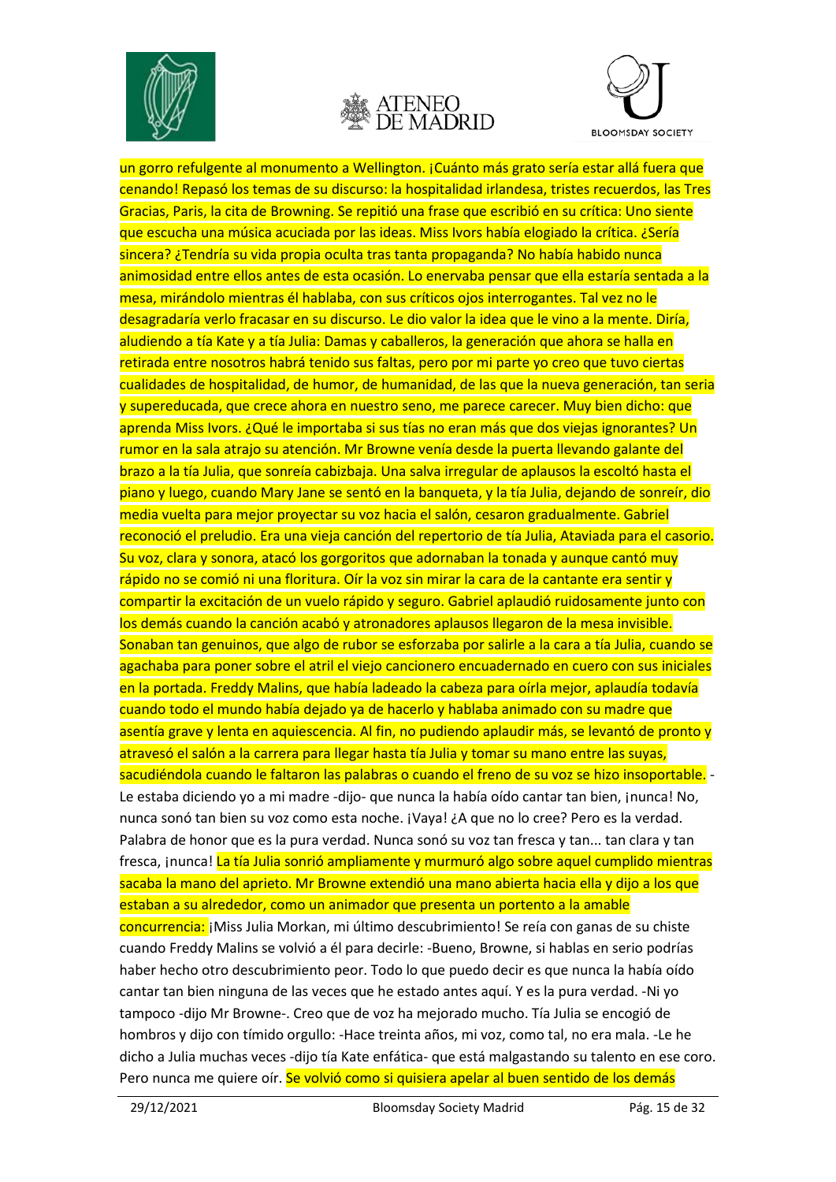un gorro refulgente al monumento a Wellington. ¡Cuánto más grato sería estar allá fuera que cenando! Repasó los temas de su discurso: la hospitalidad irlandesa, tristes recuerdos, las Tres Gracias, Paris, la cita de Browning. Se repitió una frase que escribió en su crítica: Uno siente que escucha una música acuciada por las ideas. Miss Ivors había elogiado la crítica. ¿Sería sincera? ¿Tendría su vida propia oculta tras tanta propaganda? No había habido nunca animosidad entre ellos antes de esta ocasión. Lo enervaba pensar que ella estaría sentada a la mesa, mirándolo mientras él hablaba, con sus críticos ojos interrogantes. Tal vez no le desagradaría verlo fracasar en su discurso. Le dio valor la idea que le vino a la mente. Diría, aludiendo a tía Kate y a tía Julia: Damas y caballeros, la generación que ahora se halla en retirada entre nosotros habrá tenido sus faltas, pero por mi parte yo creo que tuvo ciertas cualidades de hospitalidad, de humor, de humanidad, de las que la nueva generación, tan seria y supereducada, que crece ahora en nuestro seno, me parece carecer. Muy bien dicho: que aprenda Miss Ivors. ¿Qué le importaba si sus tías no eran más que dos viejas ignorantes? Un rumor en la sala atrajo su atención. Mr Browne venía desde la puerta llevando galante del brazo a la tía Julia, que sonreía cabizbaja. Una salva irregular de aplausos la escoltó hasta el piano y luego, cuando Mary Jane se sentó en la banqueta, y la tía Julia, dejando de sonreír, dio media vuelta para mejor proyectar su voz hacia el salón, cesaron gradualmente. Gabriel reconoció el preludio. Era una vieja canción del repertorio de tía Julia, Ataviada para el casorio. Su voz, clara y sonora, atacó los gorgoritos que adornaban la tonada y aunque cantó muy rápido no se comió ni una floritura. Oír la voz sin mirar la cara de la cantante era sentir y compartir la excitación de un vuelo rápido y seguro. Gabriel aplaudió ruidosamente junto con los demás cuando la canción acabó y atronadores aplausos llegaron de la mesa invisible. Sonaban tan genuinos, que algo de rubor se esforzaba por salirle a la cara a tía Julia, cuando se agachaba para poner sobre el atril el viejo cancionero encuadernado en cuero con sus iniciales en la portada. Freddy Malins, que había ladeado la cabeza para oírla mejor, aplaudía todavía cuando todo el mundo había dejado ya de hacerlo y hablaba animado con su madre que asentía grave y lenta en aquiescencia. Al fin, no pudiendo aplaudir más, se levantó de pronto y atravesó el salón a la carrera para llegar hasta tía Julia y tomar su mano entre las suyas, sacudiéndola cuando le faltaron las palabras o cuando el freno de su voz se hizo insoportable. -Le estaba diciendo yo a mi madre -dijo- que nunca la había oído cantar tan bien, ¡nunca! No, nunca sonó tan bien su voz como esta noche. ¡Vaya! ¿A que no lo cree? Pero es la verdad. Palabra de honor que es la pura verdad. Nunca sonó su voz tan fresca y tan... tan clara y tan fresca, ¡nunca! La tía Julia sonrió ampliamente y murmuró algo sobre aquel cumplido mientras sacaba la mano del aprieto. Mr Browne extendió una mano abierta hacia ella y dijo a los que estaban a su alrededor, como un animador que presenta un portento a la amable concurrencia: ¡Miss Julia Morkan, mi último descubrimiento! Se reía con ganas de su chiste cuando Freddy Malins se volvió a él para decirle: -Bueno, Browne, si hablas en serio podrías haber hecho otro descubrimiento peor. Todo lo que puedo decir es que nunca la había oído cantar tan bien ninguna de las veces que he estado antes aquí. Y es la pura verdad. -Ni yo tampoco -dijo Mr Browne-. Creo que de voz ha mejorado mucho. Tía Julia se encogió de hombros y dijo con tímido orgullo: -Hace treinta años, mi voz, como tal, no era mala. -Le he dicho a Julia muchas veces -dijo tía Kate enfática- que está malgastando su talento en ese coro. Pero nunca me quiere oír. Se volvió como si quisiera apelar al buen sentido de los demás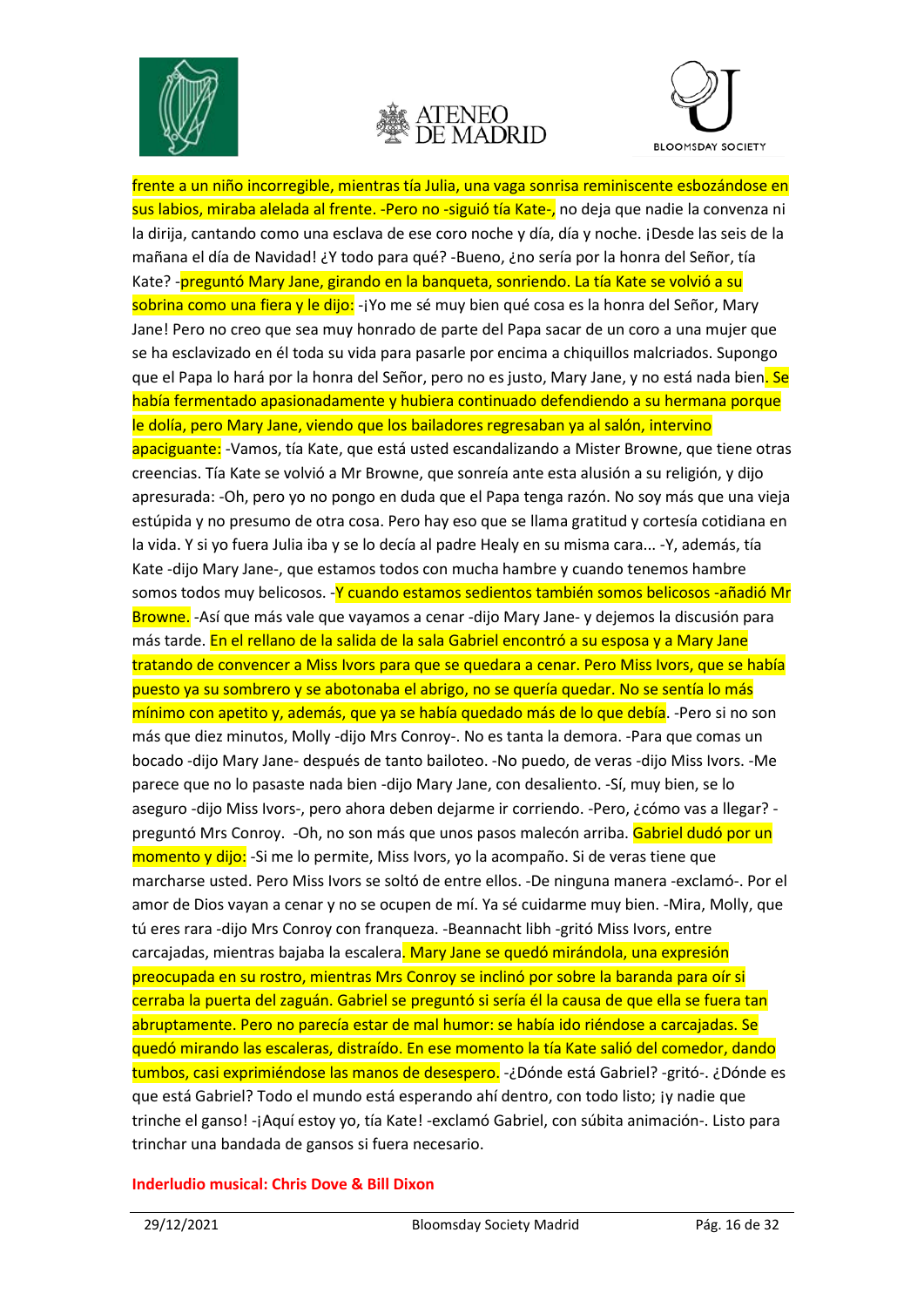frente a un niño incorregible, mientras tía Julia, una vaga sonrisa reminiscente esbozándose en sus labios, miraba alelada al frente. -Pero no -siguió tía Kate-, no deja que nadie la convenza ni la dirija, cantando como una esclava de ese coro noche y día, día y noche. ¡Desde las seis de la mañana el día de Navidad! ¿Y todo para qué? -Bueno, ¿no sería por la honra del Señor, tía Kate? -preguntó Mary Jane, girando en la banqueta, sonriendo. La tía Kate se volvió a su sobrina como una fiera y le dijo: -¡Yo me sé muy bien qué cosa es la honra del Señor, Mary Jane! Pero no creo que sea muy honrado de parte del Papa sacar de un coro a una mujer que se ha esclavizado en él toda su vida para pasarle por encima a chiquillos malcriados. Supongo que el Papa lo hará por la honra del Señor, pero no es justo, Mary Jane, y no está nada bien. Se había fermentado apasionadamente y hubiera continuado defendiendo a su hermana porque le dolía, pero Mary Jane, viendo que los bailadores regresaban ya al salón, intervino apaciguante: -Vamos, tía Kate, que está usted escandalizando a Mister Browne, que tiene otras creencias. Tía Kate se volvió a Mr Browne, que sonreía ante esta alusión a su religión, y dijo apresurada: -Oh, pero yo no pongo en duda que el Papa tenga razón. No soy más que una vieja estúpida y no presumo de otra cosa. Pero hay eso que se llama gratitud y cortesía cotidiana en la vida. Y si yo fuera Julia iba y se lo decía al padre Healy en su misma cara... -Y, además, tía Kate -dijo Mary Jane-, que estamos todos con mucha hambre y cuando tenemos hambre somos todos muy belicosos. -Y cuando estamos sedientos también somos belicosos -añadió Mr Browne. -Así que más vale que vayamos a cenar -dijo Mary Jane- y dejemos la discusión para más tarde. En el rellano de la salida de la sala Gabriel encontró a su esposa y a Mary Jane tratando de convencer a Miss Ivors para que se quedara a cenar. Pero Miss Ivors, que se había puesto ya su sombrero y se abotonaba el abrigo, no se quería quedar. No se sentía lo más mínimo con apetito y, además, que ya se había quedado más de lo que debía. -Pero si no son más que diez minutos, Molly -dijo Mrs Conroy-. No es tanta la demora. -Para que comas un bocado -dijo Mary Jane- después de tanto baileteo. -No puedo, de veras -dijo Miss Ivors. -Me parece que no lo pasaste nada bien -dijo Mary Jane, con desaliento. -Sí, muy bien, se lo aseguro -dijo Miss Ivors-, pero ahora deben dejarme ir corriendo. -Pero, ¿cómo vas a llegar? -preguntó Mrs Conroy. -Oh, no son más que unos pasos malecón arriba. Gabriel dudó por un momento y dijo: -Si me lo permite, Miss Ivors, yo la acompaño. Si de veras tiene que marcharse usted. Pero Miss Ivors se soltó de entre ellos. -De ninguna manera -exclamó-. Por el amor de Dios vayan a cenar y no se ocupen de mí. Ya sé cuidarme muy bien. -Mira, Molly, que tú eres rara -dijo Mrs Conroy con franqueza. -Beannacht libh -gritó Miss Ivors, entre carcajadas, mientras bajaba la escalera. Mary Jane se quedó mirándola, una expresión preocupada en su rostro, mientras Mrs Conroy se inclinó por sobre la baranda para oír si cerraba la puerta del zaguán. Gabriel se preguntó si sería él la causa de que ella se fuera tan abruptamente. Pero no parecía estar de mal humor: se había ido riéndose a carcajadas. Se quedó mirando las escaleras, distraído. En ese momento la tía Kate salió del comedor, dando tumbos, casi exprimiéndose las manos de desespero. -¿Dónde está Gabriel? -gritó-. ¿Dónde es que está Gabriel? Todo el mundo está esperando ahí dentro, con todo listo; ¡y nadie que trinche el ganso! -¡Aquí estoy yo, tía Kate! -exclamó Gabriel, con súbita animación-. Listo para trinchar una bandada de gansos si fuera necesario.

**Inderludio musical: Chris Dove & Bill Dixon**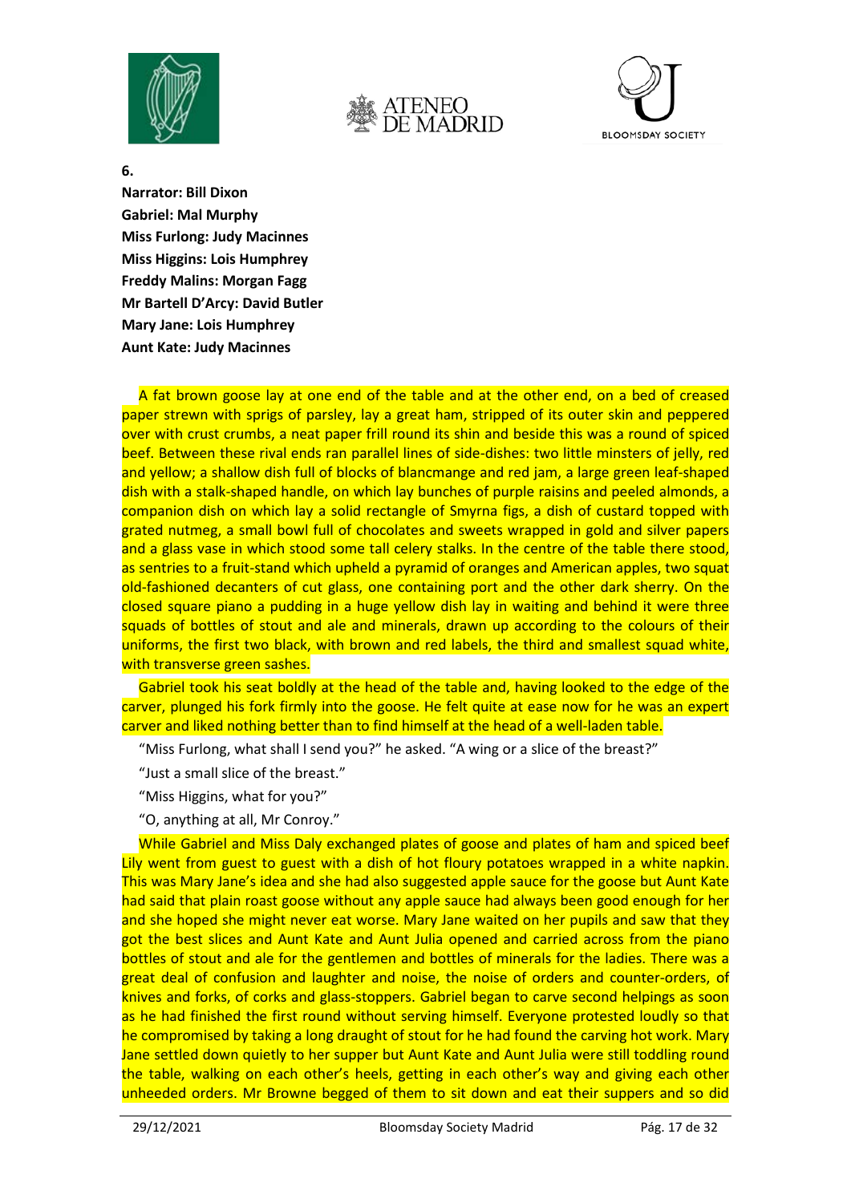**6.**

**Narrator: Bill Dixon**
**Gabriel: Mal Murphy**
**Miss Furlong: Judy Macinnes**
**Miss Higgins: Lois Humphrey**
**Freddy Malins: Morgan Fagg**
**Mr Bartell D'Arcy: David Butler**
**Mary Jane: Lois Humphrey**
**Aunt Kate: Judy Macinnes**

A fat brown goose lay at one end of the table and at the other end, on a bed of creased paper strewn with sprigs of parsley, lay a great ham, stripped of its outer skin and peppered over with crust crumbs, a neat paper frill round its shin and beside this was a round of spiced beef. Between these rival ends ran parallel lines of side-dishes: two little minsters of jelly, red and yellow; a shallow dish full of blocks of blancmange and red jam, a large green leaf-shaped dish with a stalk-shaped handle, on which lay bunches of purple raisins and peeled almonds, a companion dish on which lay a solid rectangle of Smyrna figs, a dish of custard topped with grated nutmeg, a small bowl full of chocolates and sweets wrapped in gold and silver papers and a glass vase in which stood some tall celery stalks. In the centre of the table there stood, as sentries to a fruit-stand which upheld a pyramid of oranges and American apples, two squat old-fashioned decanters of cut glass, one containing port and the other dark sherry. On the closed square piano a pudding in a huge yellow dish lay in waiting and behind it were three squads of bottles of stout and ale and minerals, drawn up according to the colours of their uniforms, the first two black, with brown and red labels, the third and smallest squad white, with transverse green sashes.

Gabriel took his seat boldly at the head of the table and, having looked to the edge of the carver, plunged his fork firmly into the goose. He felt quite at ease now for he was an expert carver and liked nothing better than to find himself at the head of a well-laden table.

"Miss Furlong, what shall I send you?" he asked. "A wing or a slice of the breast?"

"Just a small slice of the breast."

"Miss Higgins, what for you?"

"O, anything at all, Mr Conroy."

While Gabriel and Miss Daly exchanged plates of goose and plates of ham and spiced beef Lily went from guest to guest with a dish of hot floury potatoes wrapped in a white napkin. This was Mary Jane's idea and she had also suggested apple sauce for the goose but Aunt Kate had said that plain roast goose without any apple sauce had always been good enough for her and she hoped she might never eat worse. Mary Jane waited on her pupils and saw that they got the best slices and Aunt Kate and Aunt Julia opened and carried across from the piano bottles of stout and ale for the gentlemen and bottles of minerals for the ladies. There was a great deal of confusion and laughter and noise, the noise of orders and counter-orders, of knives and forks, of corks and glass-stoppers. Gabriel began to carve second helpings as soon as he had finished the first round without serving himself. Everyone protested loudly so that he compromised by taking a long draught of stout for he had found the carving hot work. Mary Jane settled down quietly to her supper but Aunt Kate and Aunt Julia were still toddling round the table, walking on each other's heels, getting in each other's way and giving each other unheeded orders. Mr Browne begged of them to sit down and eat their suppers and so did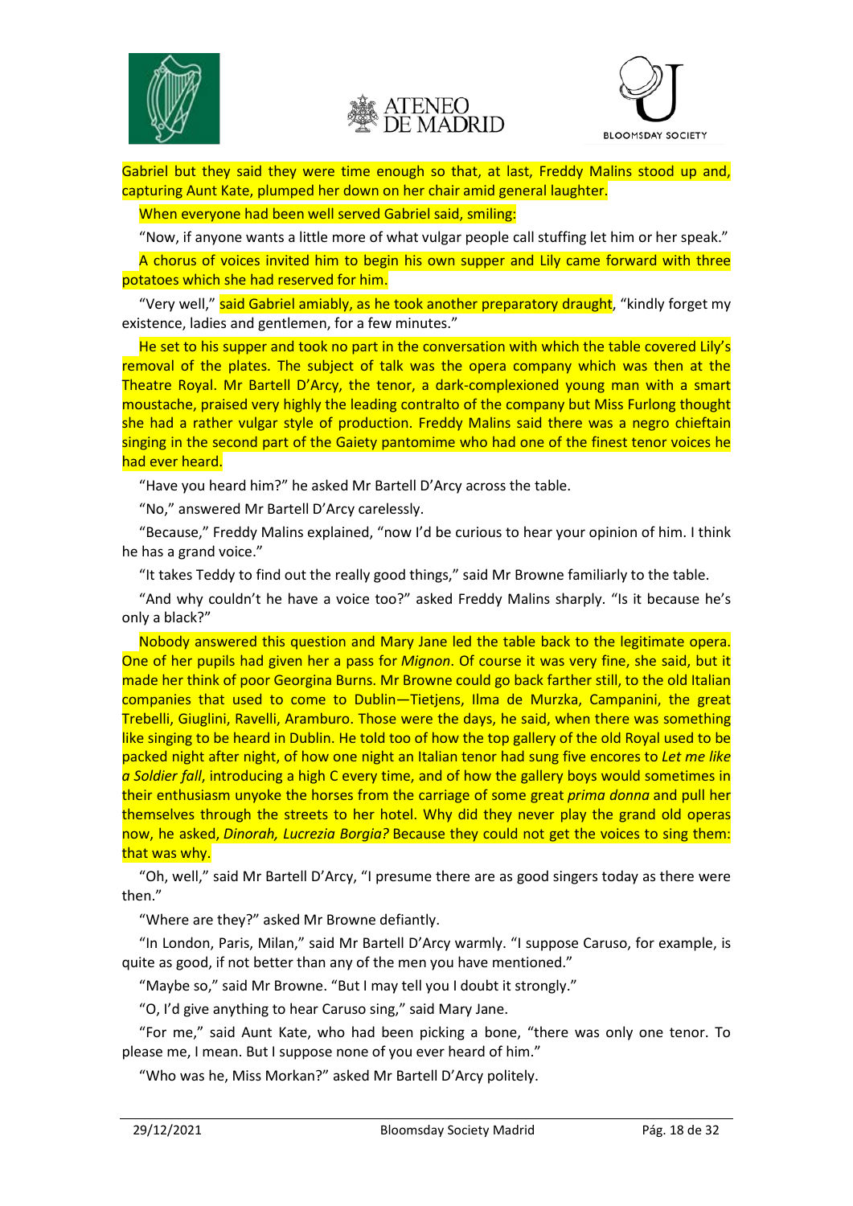Gabriel but they said they were time enough so that, at last, Freddy Malins stood up and, capturing Aunt Kate, plumped her down on her chair amid general laughter.

When everyone had been well served Gabriel said, smiling:

"Now, if anyone wants a little more of what vulgar people call stuffing let him or her speak."

A chorus of voices invited him to begin his own supper and Lily came forward with three potatoes which she had reserved for him.

"Very well," said Gabriel amiably, as he took another preparatory draught, "kindly forget my existence, ladies and gentlemen, for a few minutes."

He set to his supper and took no part in the conversation with which the table covered Lily's removal of the plates. The subject of talk was the opera company which was then at the Theatre Royal. Mr Bartell D'Arcy, the tenor, a dark-complexioned young man with a smart moustache, praised very highly the leading contralto of the company but Miss Furlong thought she had a rather vulgar style of production. Freddy Malins said there was a negro chieftain singing in the second part of the Gaiety pantomime who had one of the finest tenor voices he had ever heard.

"Have you heard him?" he asked Mr Bartell D'Arcy across the table.

"No," answered Mr Bartell D'Arcy carelessly.

"Because," Freddy Malins explained, "now I'd be curious to hear your opinion of him. I think he has a grand voice."

"It takes Teddy to find out the really good things," said Mr Browne familiarly to the table.

"And why couldn't he have a voice too?" asked Freddy Malins sharply. "Is it because he's only a black?"

Nobody answered this question and Mary Jane led the table back to the legitimate opera. One of her pupils had given her a pass for *Mignon*. Of course it was very fine, she said, but it made her think of poor Georgina Burns. Mr Browne could go back farther still, to the old Italian companies that used to come to Dublin—Tietjens, Ilma de Murzka, Campanini, the great Trebelli, Giuglini, Ravelli, Aramburo. Those were the days, he said, when there was something like singing to be heard in Dublin. He told too of how the top gallery of the old Royal used to be packed night after night, of how one night an Italian tenor had sung five encores to *Let me like a Soldier fall*, introducing a high C every time, and of how the gallery boys would sometimes in their enthusiasm unyoke the horses from the carriage of some great *prima donna* and pull her themselves through the streets to her hotel. Why did they never play the grand old operas now, he asked, *Dinorah, Lucrezia Borgia?* Because they could not get the voices to sing them: that was why.

"Oh, well," said Mr Bartell D'Arcy, "I presume there are as good singers today as there were then."

"Where are they?" asked Mr Browne defiantly.

"In London, Paris, Milan," said Mr Bartell D'Arcy warmly. "I suppose Caruso, for example, is quite as good, if not better than any of the men you have mentioned."

"Maybe so," said Mr Browne. "But I may tell you I doubt it strongly."

"O, I'd give anything to hear Caruso sing," said Mary Jane.

"For me," said Aunt Kate, who had been picking a bone, "there was only one tenor. To please me, I mean. But I suppose none of you ever heard of him."

"Who was he, Miss Morkan?" asked Mr Bartell D'Arcy politely.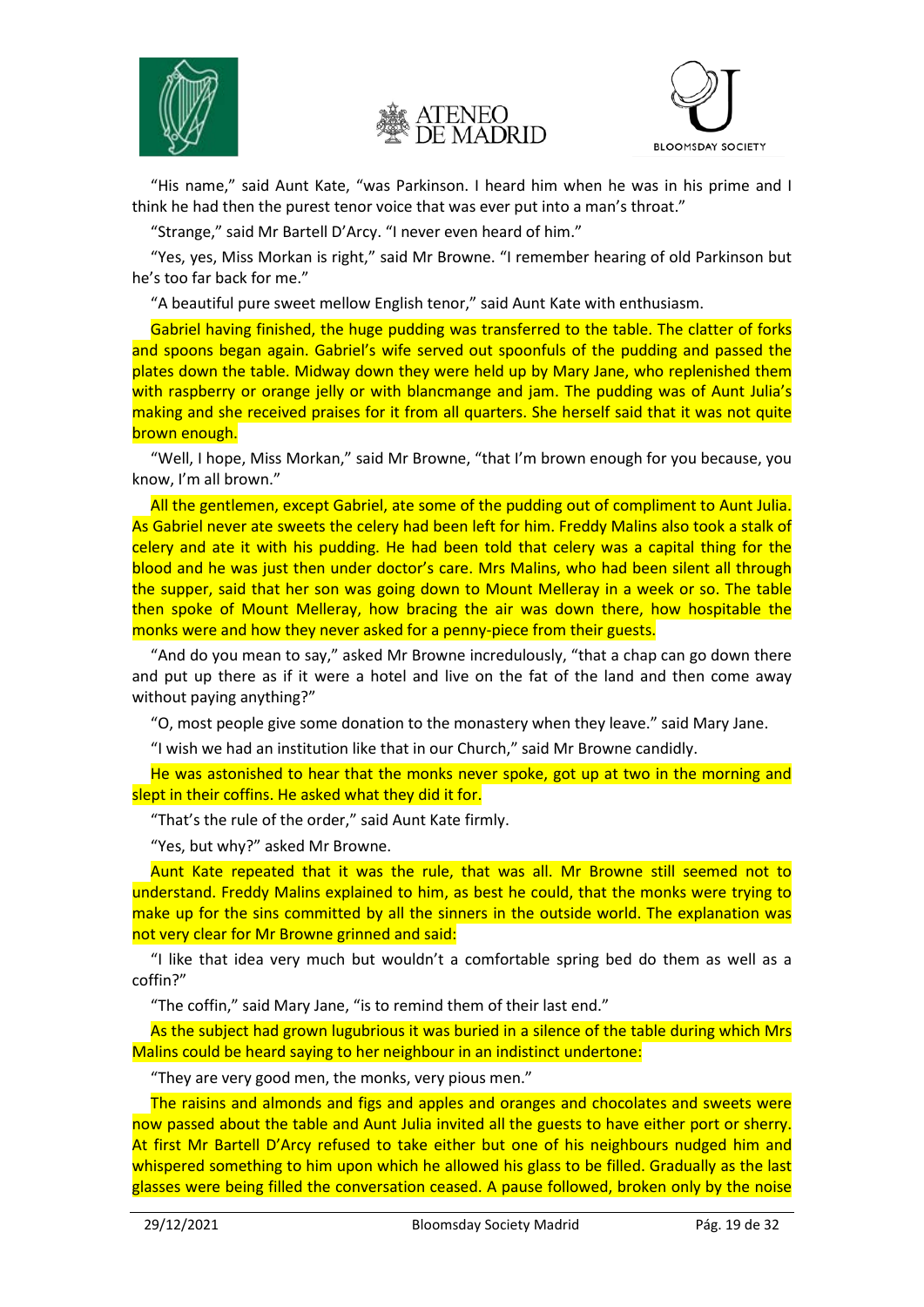"His name," said Aunt Kate, "was Parkinson. I heard him when he was in his prime and I think he had then the purest tenor voice that was ever put into a man's throat."

"Strange," said Mr Bartell D'Arcy. "I never even heard of him."

"Yes, yes, Miss Morkan is right," said Mr Browne. "I remember hearing of old Parkinson but he's too far back for me."

"A beautiful pure sweet mellow English tenor," said Aunt Kate with enthusiasm.

Gabriel having finished, the huge pudding was transferred to the table. The clatter of forks and spoons began again. Gabriel's wife served out spoonfuls of the pudding and passed the plates down the table. Midway down they were held up by Mary Jane, who replenished them with raspberry or orange jelly or with blancmange and jam. The pudding was of Aunt Julia's making and she received praises for it from all quarters. She herself said that it was not quite brown enough.

"Well, I hope, Miss Morkan," said Mr Browne, "that I'm brown enough for you because, you know, I'm all brown."

All the gentlemen, except Gabriel, ate some of the pudding out of compliment to Aunt Julia. As Gabriel never ate sweets the celery had been left for him. Freddy Malins also took a stalk of celery and ate it with his pudding. He had been told that celery was a capital thing for the blood and he was just then under doctor's care. Mrs Malins, who had been silent all through the supper, said that her son was going down to Mount Melleray in a week or so. The table then spoke of Mount Melleray, how bracing the air was down there, how hospitable the monks were and how they never asked for a penny-piece from their guests.

"And do you mean to say," asked Mr Browne incredulously, "that a chap can go down there and put up there as if it were a hotel and live on the fat of the land and then come away without paying anything?"

"O, most people give some donation to the monastery when they leave." said Mary Jane.

"I wish we had an institution like that in our Church," said Mr Browne candidly.

He was astonished to hear that the monks never spoke, got up at two in the morning and slept in their coffins. He asked what they did it for.

"That's the rule of the order," said Aunt Kate firmly.

"Yes, but why?" asked Mr Browne.

Aunt Kate repeated that it was the rule, that was all. Mr Browne still seemed not to understand. Freddy Malins explained to him, as best he could, that the monks were trying to make up for the sins committed by all the sinners in the outside world. The explanation was not very clear for Mr Browne grinned and said:

"I like that idea very much but wouldn't a comfortable spring bed do them as well as a coffin?"

"The coffin," said Mary Jane, "is to remind them of their last end."

As the subject had grown lugubrious it was buried in a silence of the table during which Mrs Malins could be heard saying to her neighbour in an indistinct undertone:

"They are very good men, the monks, very pious men."

The raisins and almonds and figs and apples and oranges and chocolates and sweets were now passed about the table and Aunt Julia invited all the guests to have either port or sherry. At first Mr Bartell D'Arcy refused to take either but one of his neighbours nudged him and whispered something to him upon which he allowed his glass to be filled. Gradually as the last glasses were being filled the conversation ceased. A pause followed, broken only by the noise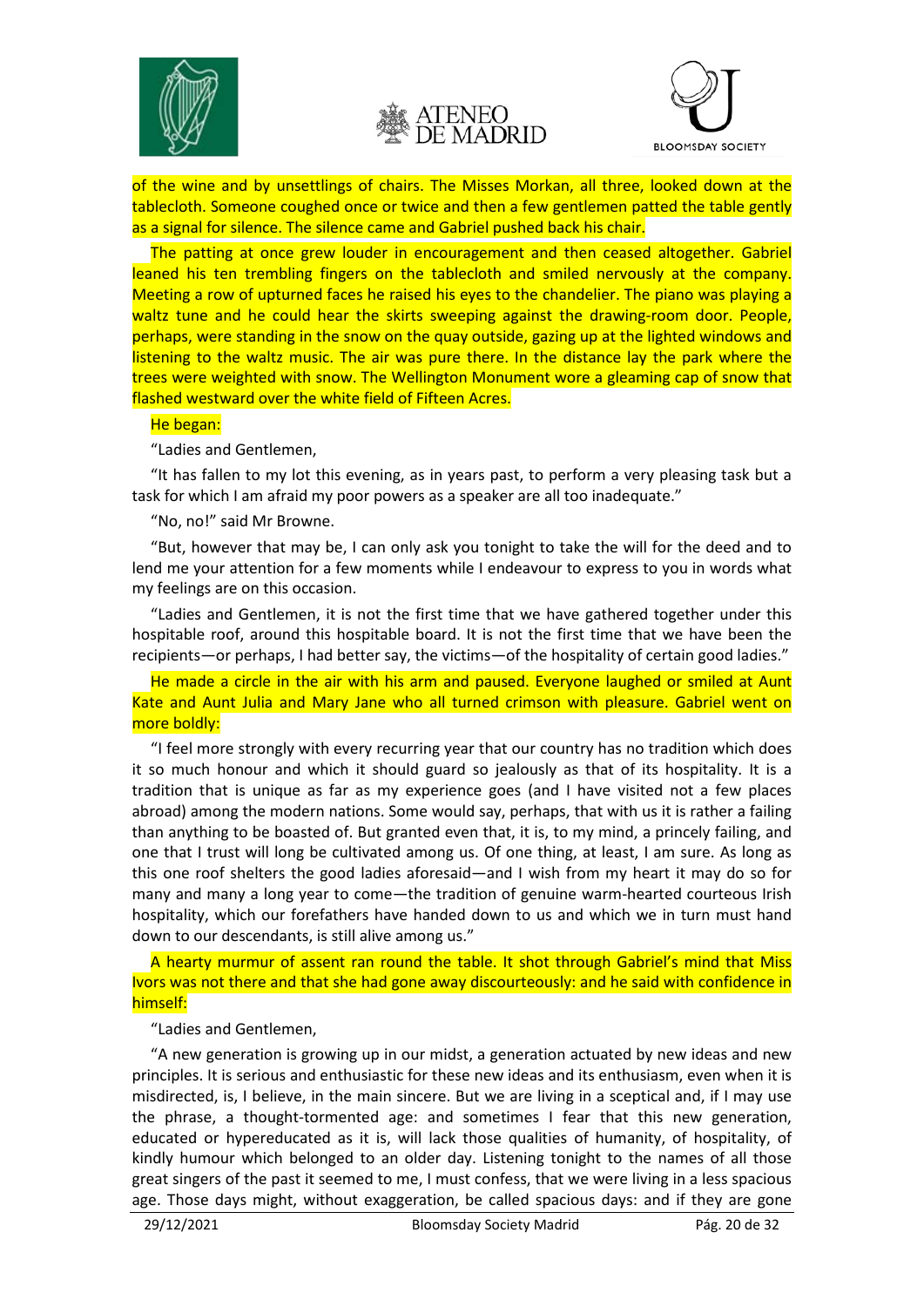of the wine and by unsettlings of chairs. The Misses Morkan, all three, looked down at the tablecloth. Someone coughed once or twice and then a few gentlemen patted the table gently as a signal for silence. The silence came and Gabriel pushed back his chair.

The patting at once grew louder in encouragement and then ceased altogether. Gabriel leaned his ten trembling fingers on the tablecloth and smiled nervously at the company. Meeting a row of upturned faces he raised his eyes to the chandelier. The piano was playing a waltz tune and he could hear the skirts sweeping against the drawing-room door. People, perhaps, were standing in the snow on the quay outside, gazing up at the lighted windows and listening to the waltz music. The air was pure there. In the distance lay the park where the trees were weighted with snow. The Wellington Monument wore a gleaming cap of snow that flashed westward over the white field of Fifteen Acres.

He began:

"Ladies and Gentlemen,

"It has fallen to my lot this evening, as in years past, to perform a very pleasing task but a task for which I am afraid my poor powers as a speaker are all too inadequate."

"No, no!" said Mr Browne.

"But, however that may be, I can only ask you tonight to take the will for the deed and to lend me your attention for a few moments while I endeavour to express to you in words what my feelings are on this occasion.

"Ladies and Gentlemen, it is not the first time that we have gathered together under this hospitable roof, around this hospitable board. It is not the first time that we have been the recipients—or perhaps, I had better say, the victims—of the hospitality of certain good ladies."

He made a circle in the air with his arm and paused. Everyone laughed or smiled at Aunt Kate and Aunt Julia and Mary Jane who all turned crimson with pleasure. Gabriel went on more boldly:

"I feel more strongly with every recurring year that our country has no tradition which does it so much honour and which it should guard so jealously as that of its hospitality. It is a tradition that is unique as far as my experience goes (and I have visited not a few places abroad) among the modern nations. Some would say, perhaps, that with us it is rather a failing than anything to be boasted of. But granted even that, it is, to my mind, a princely failing, and one that I trust will long be cultivated among us. Of one thing, at least, I am sure. As long as this one roof shelters the good ladies aforesaid—and I wish from my heart it may do so for many and many a long year to come—the tradition of genuine warm-hearted courteous Irish hospitality, which our forefathers have handed down to us and which we in turn must hand down to our descendants, is still alive among us."

A hearty murmur of assent ran round the table. It shot through Gabriel's mind that Miss Ivors was not there and that she had gone away discourteously: and he said with confidence in himself:

"Ladies and Gentlemen,

"A new generation is growing up in our midst, a generation actuated by new ideas and new principles. It is serious and enthusiastic for these new ideas and its enthusiasm, even when it is misdirected, is, I believe, in the main sincere. But we are living in a sceptical and, if I may use the phrase, a thought-tormented age: and sometimes I fear that this new generation, educated or hypereducated as it is, will lack those qualities of humanity, of hospitality, of kindly humour which belonged to an older day. Listening tonight to the names of all those great singers of the past it seemed to me, I must confess, that we were living in a less spacious age. Those days might, without exaggeration, be called spacious days: and if they are gone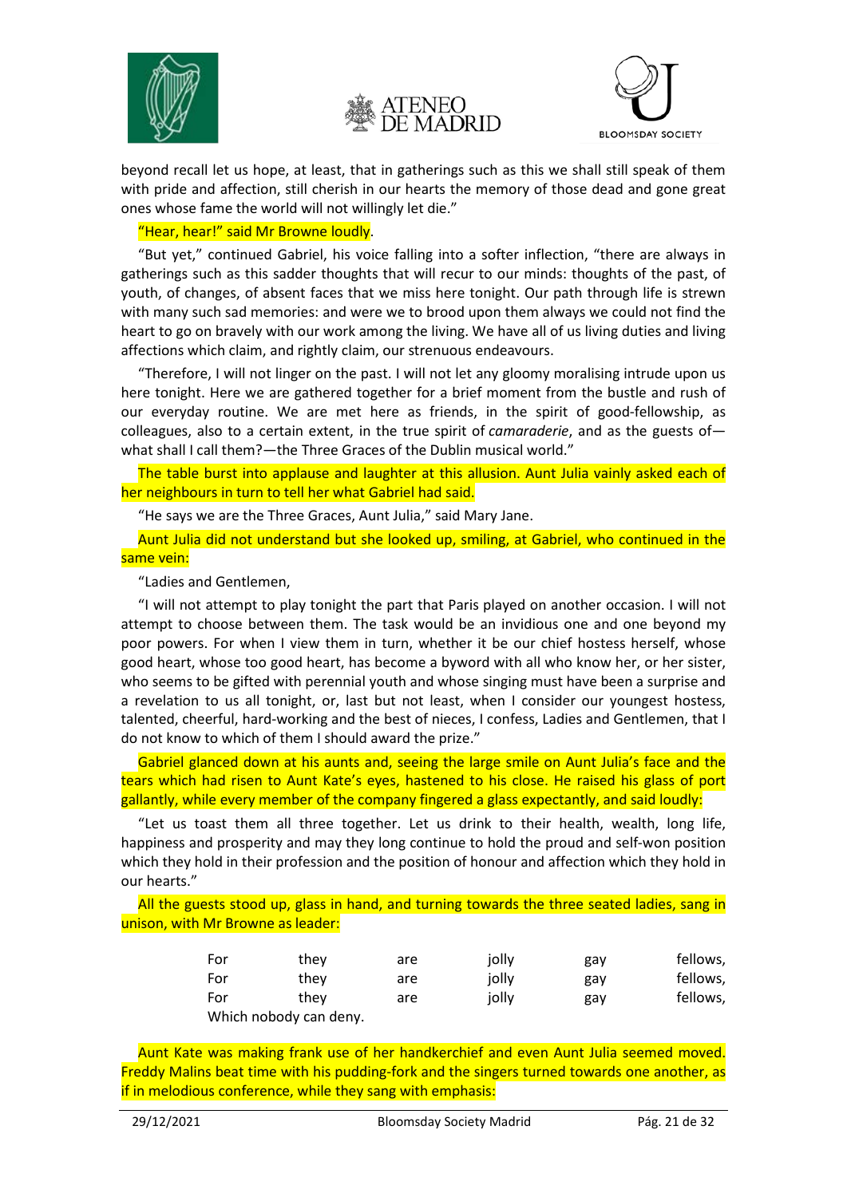beyond recall let us hope, at least, that in gatherings such as this we shall still speak of them with pride and affection, still cherish in our hearts the memory of those dead and gone great ones whose fame the world will not willingly let die."

"Hear, hear!" said Mr Browne loudly.

"But yet," continued Gabriel, his voice falling into a softer inflection, "there are always in gatherings such as this sadder thoughts that will recur to our minds: thoughts of the past, of youth, of changes, of absent faces that we miss here tonight. Our path through life is strewn with many such sad memories: and were we to brood upon them always we could not find the heart to go on bravely with our work among the living. We have all of us living duties and living affections which claim, and rightly claim, our strenuous endeavours.

"Therefore, I will not linger on the past. I will not let any gloomy moralising intrude upon us here tonight. Here we are gathered together for a brief moment from the bustle and rush of our everyday routine. We are met here as friends, in the spirit of good-fellowship, as colleagues, also to a certain extent, in the true spirit of *camaraderie*, and as the guests of—what shall I call them?—the Three Graces of the Dublin musical world."

The table burst into applause and laughter at this allusion. Aunt Julia vainly asked each of her neighbours in turn to tell her what Gabriel had said.

"He says we are the Three Graces, Aunt Julia," said Mary Jane.

Aunt Julia did not understand but she looked up, smiling, at Gabriel, who continued in the same vein:

"Ladies and Gentlemen,

"I will not attempt to play tonight the part that Paris played on another occasion. I will not attempt to choose between them. The task would be an invidious one and one beyond my poor powers. For when I view them in turn, whether it be our chief hostess herself, whose good heart, whose too good heart, has become a byword with all who know her, or her sister, who seems to be gifted with perennial youth and whose singing must have been a surprise and a revelation to us all tonight, or, last but not least, when I consider our youngest hostess, talented, cheerful, hard-working and the best of nieces, I confess, Ladies and Gentlemen, that I do not know to which of them I should award the prize."

Gabriel glanced down at his aunts and, seeing the large smile on Aunt Julia's face and the tears which had risen to Aunt Kate's eyes, hastened to his close. He raised his glass of port gallantly, while every member of the company fingered a glass expectantly, and said loudly:

"Let us toast them all three together. Let us drink to their health, wealth, long life, happiness and prosperity and may they long continue to hold the proud and self-won position which they hold in their profession and the position of honour and affection which they hold in our hearts."

All the guests stood up, glass in hand, and turning towards the three seated ladies, sang in unison, with Mr Browne as leader:

> For they are jolly gay fellows,
> For they are jolly gay fellows,
> For they are jolly gay fellows,
> Which nobody can deny.

Aunt Kate was making frank use of her handkerchief and even Aunt Julia seemed moved. Freddy Malins beat time with his pudding-fork and the singers turned towards one another, as if in melodious conference, while they sang with emphasis: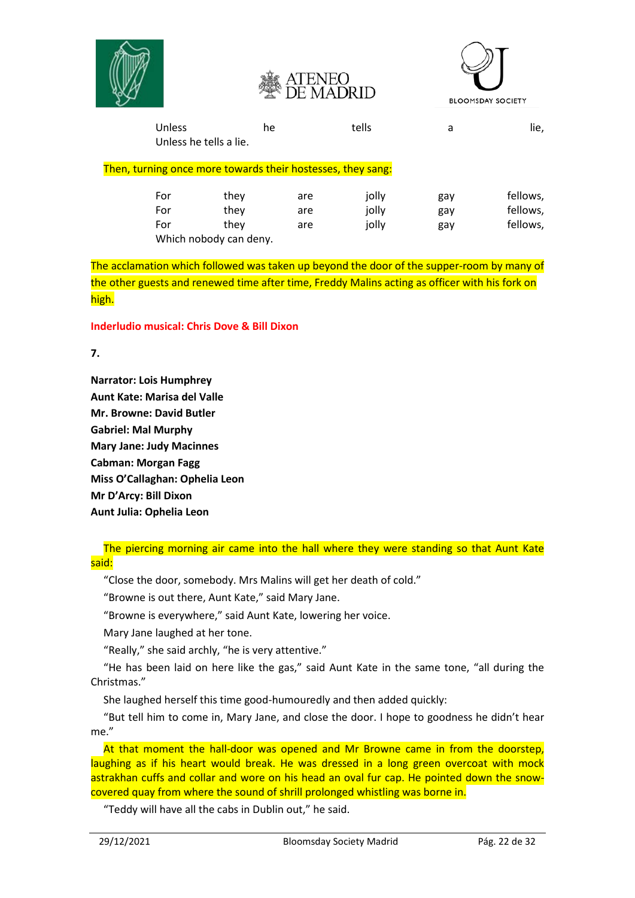Unless he tells a lie,
Unless he tells a lie.

Then, turning once more towards their hostesses, they sang:

For they are jolly gay fellows,
For they are jolly gay fellows,
For they are jolly gay fellows,
Which nobody can deny.

The acclamation which followed was taken up beyond the door of the supper-room by many of the other guests and renewed time after time, Freddy Malins acting as officer with his fork on high.

**Inderludio musical: Chris Dove & Bill Dixon**

**7.**

**Narrator: Lois Humphrey**
**Aunt Kate: Marisa del Valle**
**Mr. Browne: David Butler**
**Gabriel: Mal Murphy**
**Mary Jane: Judy Macinnes**
**Cabman: Morgan Fagg**
**Miss O'Callaghan: Ophelia Leon**
**Mr D'Arcy: Bill Dixon**
**Aunt Julia: Ophelia Leon**

The piercing morning air came into the hall where they were standing so that Aunt Kate said:

"Close the door, somebody. Mrs Malins will get her death of cold."

"Browne is out there, Aunt Kate," said Mary Jane.

"Browne is everywhere," said Aunt Kate, lowering her voice.

Mary Jane laughed at her tone.

"Really," she said archly, "he is very attentive."

"He has been laid on here like the gas," said Aunt Kate in the same tone, "all during the Christmas."

She laughed herself this time good-humouredly and then added quickly:

"But tell him to come in, Mary Jane, and close the door. I hope to goodness he didn't hear me."

At that moment the hall-door was opened and Mr Browne came in from the doorstep, laughing as if his heart would break. He was dressed in a long green overcoat with mock astrakhan cuffs and collar and wore on his head an oval fur cap. He pointed down the snow-covered quay from where the sound of shrill prolonged whistling was borne in.

"Teddy will have all the cabs in Dublin out," he said.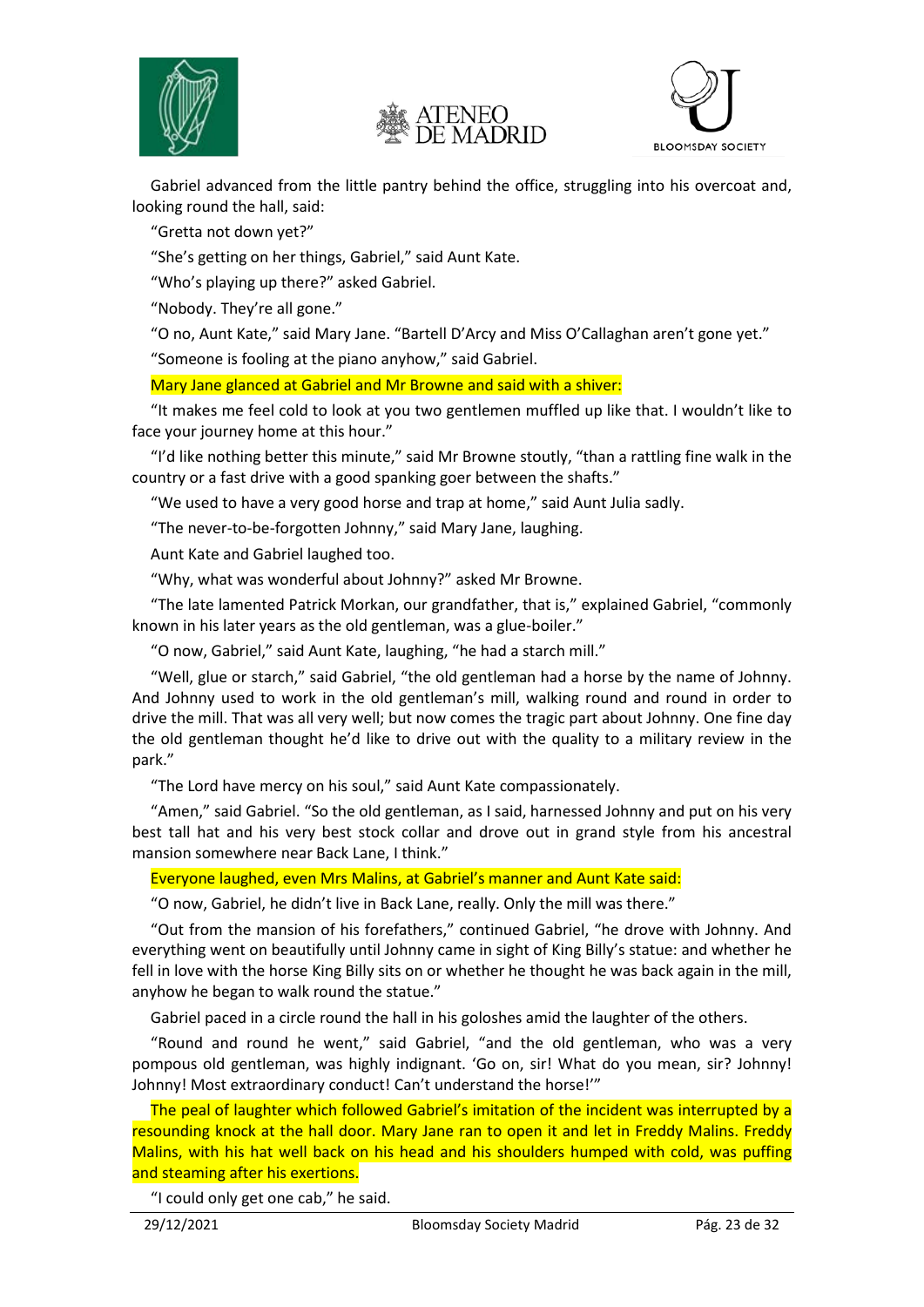Gabriel advanced from the little pantry behind the office, struggling into his overcoat and, looking round the hall, said:

"Gretta not down yet?"

"She's getting on her things, Gabriel," said Aunt Kate.

"Who's playing up there?" asked Gabriel.

"Nobody. They're all gone."

"O no, Aunt Kate," said Mary Jane. "Bartell D'Arcy and Miss O'Callaghan aren't gone yet."

"Someone is fooling at the piano anyhow," said Gabriel.

Mary Jane glanced at Gabriel and Mr Browne and said with a shiver:

"It makes me feel cold to look at you two gentlemen muffled up like that. I wouldn't like to face your journey home at this hour."

"I'd like nothing better this minute," said Mr Browne stoutly, "than a rattling fine walk in the country or a fast drive with a good spanking goer between the shafts."

"We used to have a very good horse and trap at home," said Aunt Julia sadly.

"The never-to-be-forgotten Johnny," said Mary Jane, laughing.

Aunt Kate and Gabriel laughed too.

"Why, what was wonderful about Johnny?" asked Mr Browne.

"The late lamented Patrick Morkan, our grandfather, that is," explained Gabriel, "commonly known in his later years as the old gentleman, was a glue-boiler."

"O now, Gabriel," said Aunt Kate, laughing, "he had a starch mill."

"Well, glue or starch," said Gabriel, "the old gentleman had a horse by the name of Johnny. And Johnny used to work in the old gentleman's mill, walking round and round in order to drive the mill. That was all very well; but now comes the tragic part about Johnny. One fine day the old gentleman thought he'd like to drive out with the quality to a military review in the park."

"The Lord have mercy on his soul," said Aunt Kate compassionately.

"Amen," said Gabriel. "So the old gentleman, as I said, harnessed Johnny and put on his very best tall hat and his very best stock collar and drove out in grand style from his ancestral mansion somewhere near Back Lane, I think."

Everyone laughed, even Mrs Malins, at Gabriel's manner and Aunt Kate said:

"O now, Gabriel, he didn't live in Back Lane, really. Only the mill was there."

"Out from the mansion of his forefathers," continued Gabriel, "he drove with Johnny. And everything went on beautifully until Johnny came in sight of King Billy's statue: and whether he fell in love with the horse King Billy sits on or whether he thought he was back again in the mill, anyhow he began to walk round the statue."

Gabriel paced in a circle round the hall in his goloshes amid the laughter of the others.

"Round and round he went," said Gabriel, "and the old gentleman, who was a very pompous old gentleman, was highly indignant. 'Go on, sir! What do you mean, sir? Johnny! Johnny! Most extraordinary conduct! Can't understand the horse!'"

The peal of laughter which followed Gabriel's imitation of the incident was interrupted by a resounding knock at the hall door. Mary Jane ran to open it and let in Freddy Malins. Freddy Malins, with his hat well back on his head and his shoulders humped with cold, was puffing and steaming after his exertions.

"I could only get one cab," he said.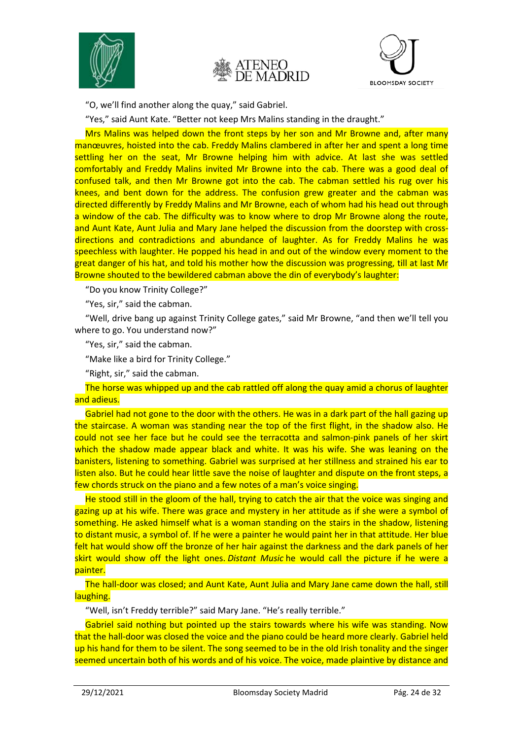"O, we'll find another along the quay," said Gabriel.

"Yes," said Aunt Kate. "Better not keep Mrs Malins standing in the draught."

Mrs Malins was helped down the front steps by her son and Mr Browne and, after many manœuvres, hoisted into the cab. Freddy Malins clambered in after her and spent a long time settling her on the seat, Mr Browne helping him with advice. At last she was settled comfortably and Freddy Malins invited Mr Browne into the cab. There was a good deal of confused talk, and then Mr Browne got into the cab. The cabman settled his rug over his knees, and bent down for the address. The confusion grew greater and the cabman was directed differently by Freddy Malins and Mr Browne, each of whom had his head out through a window of the cab. The difficulty was to know where to drop Mr Browne along the route, and Aunt Kate, Aunt Julia and Mary Jane helped the discussion from the doorstep with cross-directions and contradictions and abundance of laughter. As for Freddy Malins he was speechless with laughter. He popped his head in and out of the window every moment to the great danger of his hat, and told his mother how the discussion was progressing, till at last Mr Browne shouted to the bewildered cabman above the din of everybody's laughter:

"Do you know Trinity College?"

"Yes, sir," said the cabman.

"Well, drive bang up against Trinity College gates," said Mr Browne, "and then we'll tell you where to go. You understand now?"

"Yes, sir," said the cabman.

"Make like a bird for Trinity College."

"Right, sir," said the cabman.

The horse was whipped up and the cab rattled off along the quay amid a chorus of laughter and adieus.

Gabriel had not gone to the door with the others. He was in a dark part of the hall gazing up the staircase. A woman was standing near the top of the first flight, in the shadow also. He could not see her face but he could see the terracotta and salmon-pink panels of her skirt which the shadow made appear black and white. It was his wife. She was leaning on the banisters, listening to something. Gabriel was surprised at her stillness and strained his ear to listen also. But he could hear little save the noise of laughter and dispute on the front steps, a few chords struck on the piano and a few notes of a man's voice singing.

He stood still in the gloom of the hall, trying to catch the air that the voice was singing and gazing up at his wife. There was grace and mystery in her attitude as if she were a symbol of something. He asked himself what is a woman standing on the stairs in the shadow, listening to distant music, a symbol of. If he were a painter he would paint her in that attitude. Her blue felt hat would show off the bronze of her hair against the darkness and the dark panels of her skirt would show off the light ones. *Distant Music* he would call the picture if he were a painter.

The hall-door was closed; and Aunt Kate, Aunt Julia and Mary Jane came down the hall, still laughing.

"Well, isn't Freddy terrible?" said Mary Jane. "He's really terrible."

Gabriel said nothing but pointed up the stairs towards where his wife was standing. Now that the hall-door was closed the voice and the piano could be heard more clearly. Gabriel held up his hand for them to be silent. The song seemed to be in the old Irish tonality and the singer seemed uncertain both of his words and of his voice. The voice, made plaintive by distance and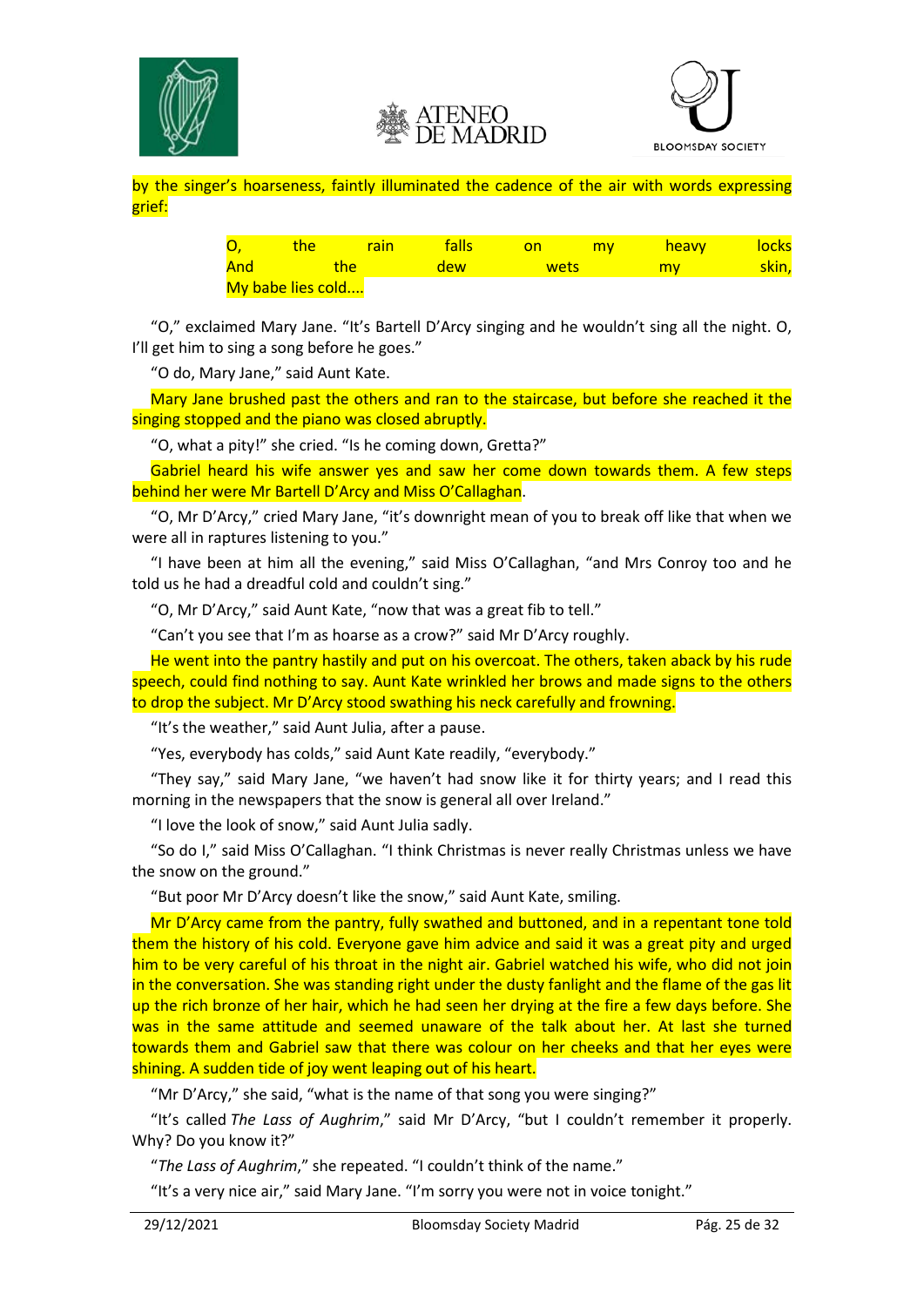by the singer's hoarseness, faintly illuminated the cadence of the air with words expressing grief:

> O, the rain falls on my heavy locks
> And the dew wets my skin,
> My babe lies cold....

"O," exclaimed Mary Jane. "It's Bartell D'Arcy singing and he wouldn't sing all the night. O, I'll get him to sing a song before he goes."

"O do, Mary Jane," said Aunt Kate.

Mary Jane brushed past the others and ran to the staircase, but before she reached it the singing stopped and the piano was closed abruptly.

"O, what a pity!" she cried. "Is he coming down, Gretta?"

Gabriel heard his wife answer yes and saw her come down towards them. A few steps behind her were Mr Bartell D'Arcy and Miss O'Callaghan.

"O, Mr D'Arcy," cried Mary Jane, "it's downright mean of you to break off like that when we were all in raptures listening to you."

"I have been at him all the evening," said Miss O'Callaghan, "and Mrs Conroy too and he told us he had a dreadful cold and couldn't sing."

"O, Mr D'Arcy," said Aunt Kate, "now that was a great fib to tell."

"Can't you see that I'm as hoarse as a crow?" said Mr D'Arcy roughly.

He went into the pantry hastily and put on his overcoat. The others, taken aback by his rude speech, could find nothing to say. Aunt Kate wrinkled her brows and made signs to the others to drop the subject. Mr D'Arcy stood swathing his neck carefully and frowning.

"It's the weather," said Aunt Julia, after a pause.

"Yes, everybody has colds," said Aunt Kate readily, "everybody."

"They say," said Mary Jane, "we haven't had snow like it for thirty years; and I read this morning in the newspapers that the snow is general all over Ireland."

"I love the look of snow," said Aunt Julia sadly.

"So do I," said Miss O'Callaghan. "I think Christmas is never really Christmas unless we have the snow on the ground."

"But poor Mr D'Arcy doesn't like the snow," said Aunt Kate, smiling.

Mr D'Arcy came from the pantry, fully swathed and buttoned, and in a repentant tone told them the history of his cold. Everyone gave him advice and said it was a great pity and urged him to be very careful of his throat in the night air. Gabriel watched his wife, who did not join in the conversation. She was standing right under the dusty fanlight and the flame of the gas lit up the rich bronze of her hair, which he had seen her drying at the fire a few days before. She was in the same attitude and seemed unaware of the talk about her. At last she turned towards them and Gabriel saw that there was colour on her cheeks and that her eyes were shining. A sudden tide of joy went leaping out of his heart.

"Mr D'Arcy," she said, "what is the name of that song you were singing?"

"It's called *The Lass of Aughrim*," said Mr D'Arcy, "but I couldn't remember it properly. Why? Do you know it?"

"*The Lass of Aughrim*," she repeated. "I couldn't think of the name."

"It's a very nice air," said Mary Jane. "I'm sorry you were not in voice tonight."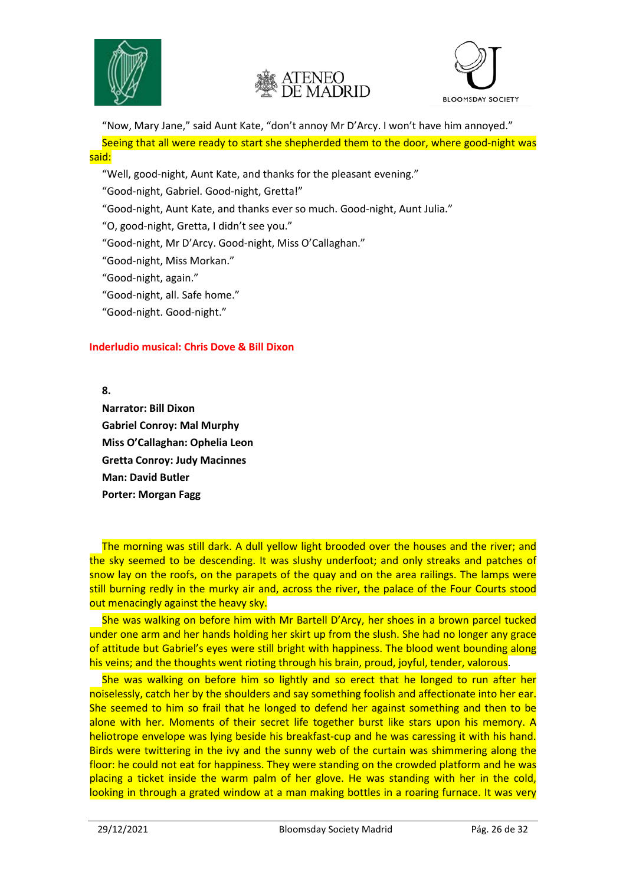"Now, Mary Jane," said Aunt Kate, "don't annoy Mr D'Arcy. I won't have him annoyed."

Seeing that all were ready to start she shepherded them to the door, where good-night was said:

"Well, good-night, Aunt Kate, and thanks for the pleasant evening."

"Good-night, Gabriel. Good-night, Gretta!"

"Good-night, Aunt Kate, and thanks ever so much. Good-night, Aunt Julia."

"O, good-night, Gretta, I didn't see you."

"Good-night, Mr D'Arcy. Good-night, Miss O'Callaghan."

"Good-night, Miss Morkan."

"Good-night, again."

"Good-night, all. Safe home."

"Good-night. Good-night."

**Inderludio musical: Chris Dove & Bill Dixon**

**8.**

**Narrator: Bill Dixon**
**Gabriel Conroy: Mal Murphy**
**Miss O'Callaghan: Ophelia Leon**
**Gretta Conroy: Judy Macinnes**
**Man: David Butler**
**Porter: Morgan Fagg**

The morning was still dark. A dull yellow light brooded over the houses and the river; and the sky seemed to be descending. It was slushy underfoot; and only streaks and patches of snow lay on the roofs, on the parapets of the quay and on the area railings. The lamps were still burning redly in the murky air and, across the river, the palace of the Four Courts stood out menacingly against the heavy sky.

She was walking on before him with Mr Bartell D'Arcy, her shoes in a brown parcel tucked under one arm and her hands holding her skirt up from the slush. She had no longer any grace of attitude but Gabriel's eyes were still bright with happiness. The blood went bounding along his veins; and the thoughts went rioting through his brain, proud, joyful, tender, valorous.

She was walking on before him so lightly and so erect that he longed to run after her noiselessly, catch her by the shoulders and say something foolish and affectionate into her ear. She seemed to him so frail that he longed to defend her against something and then to be alone with her. Moments of their secret life together burst like stars upon his memory. A heliotrope envelope was lying beside his breakfast-cup and he was caressing it with his hand. Birds were twittering in the ivy and the sunny web of the curtain was shimmering along the floor: he could not eat for happiness. They were standing on the crowded platform and he was placing a ticket inside the warm palm of her glove. He was standing with her in the cold, looking in through a grated window at a man making bottles in a roaring furnace. It was very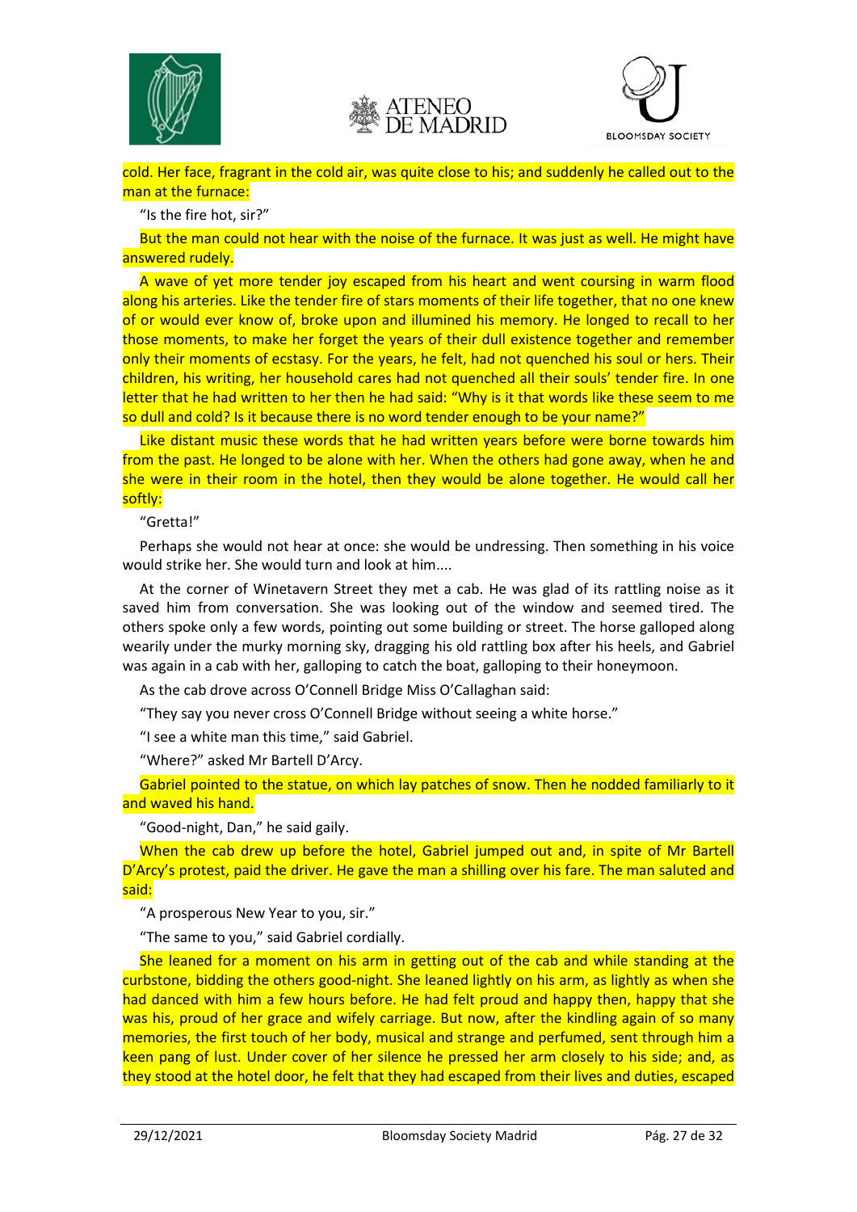cold. Her face, fragrant in the cold air, was quite close to his; and suddenly he called out to the man at the furnace:

"Is the fire hot, sir?"

But the man could not hear with the noise of the furnace. It was just as well. He might have answered rudely.

A wave of yet more tender joy escaped from his heart and went coursing in warm flood along his arteries. Like the tender fire of stars moments of their life together, that no one knew of or would ever know of, broke upon and illumined his memory. He longed to recall to her those moments, to make her forget the years of their dull existence together and remember only their moments of ecstasy. For the years, he felt, had not quenched his soul or hers. Their children, his writing, her household cares had not quenched all their souls' tender fire. In one letter that he had written to her then he had said: "Why is it that words like these seem to me so dull and cold? Is it because there is no word tender enough to be your name?"

Like distant music these words that he had written years before were borne towards him from the past. He longed to be alone with her. When the others had gone away, when he and she were in their room in the hotel, then they would be alone together. He would call her softly:

"Gretta!"

Perhaps she would not hear at once: she would be undressing. Then something in his voice would strike her. She would turn and look at him....

At the corner of Winetavern Street they met a cab. He was glad of its rattling noise as it saved him from conversation. She was looking out of the window and seemed tired. The others spoke only a few words, pointing out some building or street. The horse galloped along wearily under the murky morning sky, dragging his old rattling box after his heels, and Gabriel was again in a cab with her, galloping to catch the boat, galloping to their honeymoon.

As the cab drove across O'Connell Bridge Miss O'Callaghan said:

"They say you never cross O'Connell Bridge without seeing a white horse."

"I see a white man this time," said Gabriel.

"Where?" asked Mr Bartell D'Arcy.

Gabriel pointed to the statue, on which lay patches of snow. Then he nodded familiarly to it and waved his hand.

"Good-night, Dan," he said gaily.

When the cab drew up before the hotel, Gabriel jumped out and, in spite of Mr Bartell D'Arcy's protest, paid the driver. He gave the man a shilling over his fare. The man saluted and said:

"A prosperous New Year to you, sir."

"The same to you," said Gabriel cordially.

She leaned for a moment on his arm in getting out of the cab and while standing at the curbstone, bidding the others good-night. She leaned lightly on his arm, as lightly as when she had danced with him a few hours before. He had felt proud and happy then, happy that she was his, proud of her grace and wifely carriage. But now, after the kindling again of so many memories, the first touch of her body, musical and strange and perfumed, sent through him a keen pang of lust. Under cover of her silence he pressed her arm closely to his side; and, as they stood at the hotel door, he felt that they had escaped from their lives and duties, escaped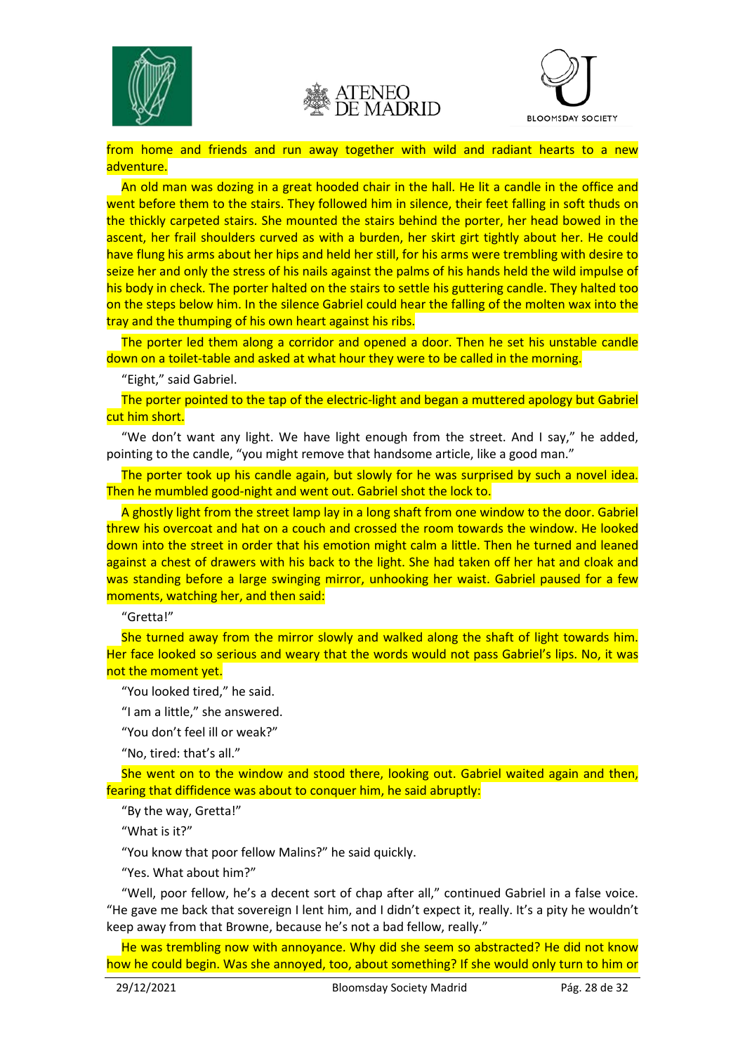from home and friends and run away together with wild and radiant hearts to a new adventure.

An old man was dozing in a great hooded chair in the hall. He lit a candle in the office and went before them to the stairs. They followed him in silence, their feet falling in soft thuds on the thickly carpeted stairs. She mounted the stairs behind the porter, her head bowed in the ascent, her frail shoulders curved as with a burden, her skirt girt tightly about her. He could have flung his arms about her hips and held her still, for his arms were trembling with desire to seize her and only the stress of his nails against the palms of his hands held the wild impulse of his body in check. The porter halted on the stairs to settle his guttering candle. They halted too on the steps below him. In the silence Gabriel could hear the falling of the molten wax into the tray and the thumping of his own heart against his ribs.

The porter led them along a corridor and opened a door. Then he set his unstable candle down on a toilet-table and asked at what hour they were to be called in the morning.

"Eight," said Gabriel.

The porter pointed to the tap of the electric-light and began a muttered apology but Gabriel cut him short.

"We don't want any light. We have light enough from the street. And I say," he added, pointing to the candle, "you might remove that handsome article, like a good man."

The porter took up his candle again, but slowly for he was surprised by such a novel idea. Then he mumbled good-night and went out. Gabriel shot the lock to.

A ghostly light from the street lamp lay in a long shaft from one window to the door. Gabriel threw his overcoat and hat on a couch and crossed the room towards the window. He looked down into the street in order that his emotion might calm a little. Then he turned and leaned against a chest of drawers with his back to the light. She had taken off her hat and cloak and was standing before a large swinging mirror, unhooking her waist. Gabriel paused for a few moments, watching her, and then said:

"Gretta!"

She turned away from the mirror slowly and walked along the shaft of light towards him. Her face looked so serious and weary that the words would not pass Gabriel's lips. No, it was not the moment yet.

"You looked tired," he said.

"I am a little," she answered.

"You don't feel ill or weak?"

"No, tired: that's all."

She went on to the window and stood there, looking out. Gabriel waited again and then, fearing that diffidence was about to conquer him, he said abruptly:

"By the way, Gretta!"

"What is it?"

"You know that poor fellow Malins?" he said quickly.

"Yes. What about him?"

"Well, poor fellow, he's a decent sort of chap after all," continued Gabriel in a false voice. "He gave me back that sovereign I lent him, and I didn't expect it, really. It's a pity he wouldn't keep away from that Browne, because he's not a bad fellow, really."

He was trembling now with annoyance. Why did she seem so abstracted? He did not know how he could begin. Was she annoyed, too, about something? If she would only turn to him or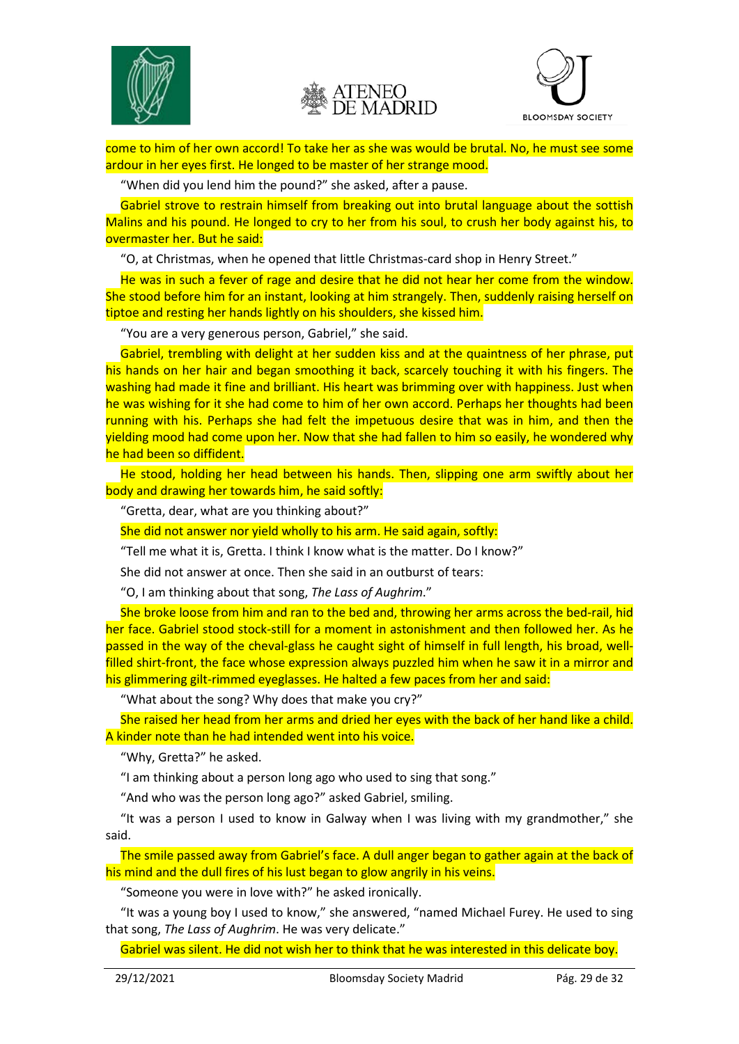come to him of her own accord! To take her as she was would be brutal. No, he must see some ardour in her eyes first. He longed to be master of her strange mood.

"When did you lend him the pound?" she asked, after a pause.

Gabriel strove to restrain himself from breaking out into brutal language about the sottish Malins and his pound. He longed to cry to her from his soul, to crush her body against his, to overmaster her. But he said:

"O, at Christmas, when he opened that little Christmas-card shop in Henry Street."

He was in such a fever of rage and desire that he did not hear her come from the window. She stood before him for an instant, looking at him strangely. Then, suddenly raising herself on tiptoe and resting her hands lightly on his shoulders, she kissed him.

"You are a very generous person, Gabriel," she said.

Gabriel, trembling with delight at her sudden kiss and at the quaintness of her phrase, put his hands on her hair and began smoothing it back, scarcely touching it with his fingers. The washing had made it fine and brilliant. His heart was brimming over with happiness. Just when he was wishing for it she had come to him of her own accord. Perhaps her thoughts had been running with his. Perhaps she had felt the impetuous desire that was in him, and then the yielding mood had come upon her. Now that she had fallen to him so easily, he wondered why he had been so diffident.

He stood, holding her head between his hands. Then, slipping one arm swiftly about her body and drawing her towards him, he said softly:

"Gretta, dear, what are you thinking about?"

She did not answer nor yield wholly to his arm. He said again, softly:

"Tell me what it is, Gretta. I think I know what is the matter. Do I know?"

She did not answer at once. Then she said in an outburst of tears:

"O, I am thinking about that song, *The Lass of Aughrim*."

She broke loose from him and ran to the bed and, throwing her arms across the bed-rail, hid her face. Gabriel stood stock-still for a moment in astonishment and then followed her. As he passed in the way of the cheval-glass he caught sight of himself in full length, his broad, well-filled shirt-front, the face whose expression always puzzled him when he saw it in a mirror and his glimmering gilt-rimmed eyeglasses. He halted a few paces from her and said:

"What about the song? Why does that make you cry?"

She raised her head from her arms and dried her eyes with the back of her hand like a child. A kinder note than he had intended went into his voice.

"Why, Gretta?" he asked.

"I am thinking about a person long ago who used to sing that song."

"And who was the person long ago?" asked Gabriel, smiling.

"It was a person I used to know in Galway when I was living with my grandmother," she said.

The smile passed away from Gabriel's face. A dull anger began to gather again at the back of his mind and the dull fires of his lust began to glow angrily in his veins.

"Someone you were in love with?" he asked ironically.

"It was a young boy I used to know," she answered, "named Michael Furey. He used to sing that song, *The Lass of Aughrim*. He was very delicate."

Gabriel was silent. He did not wish her to think that he was interested in this delicate boy.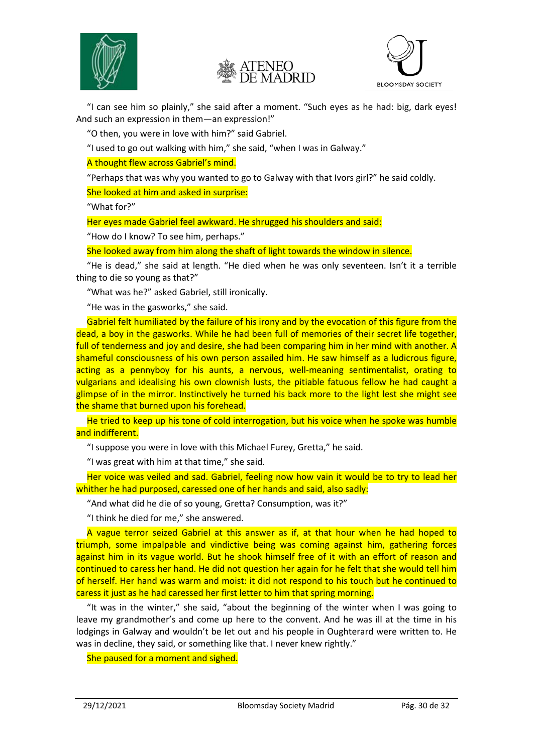"I can see him so plainly," she said after a moment. "Such eyes as he had: big, dark eyes! And such an expression in them—an expression!"

"O then, you were in love with him?" said Gabriel.

"I used to go out walking with him," she said, "when I was in Galway."

A thought flew across Gabriel's mind.

"Perhaps that was why you wanted to go to Galway with that Ivors girl?" he said coldly.

She looked at him and asked in surprise:

"What for?"

Her eyes made Gabriel feel awkward. He shrugged his shoulders and said:

"How do I know? To see him, perhaps."

She looked away from him along the shaft of light towards the window in silence.

"He is dead," she said at length. "He died when he was only seventeen. Isn't it a terrible thing to die so young as that?"

"What was he?" asked Gabriel, still ironically.

"He was in the gasworks," she said.

Gabriel felt humiliated by the failure of his irony and by the evocation of this figure from the dead, a boy in the gasworks. While he had been full of memories of their secret life together, full of tenderness and joy and desire, she had been comparing him in her mind with another. A shameful consciousness of his own person assailed him. He saw himself as a ludicrous figure, acting as a pennyboy for his aunts, a nervous, well-meaning sentimentalist, orating to vulgarians and idealising his own clownish lusts, the pitiable fatuous fellow he had caught a glimpse of in the mirror. Instinctively he turned his back more to the light lest she might see the shame that burned upon his forehead.

He tried to keep up his tone of cold interrogation, but his voice when he spoke was humble and indifferent.

"I suppose you were in love with this Michael Furey, Gretta," he said.

"I was great with him at that time," she said.

Her voice was veiled and sad. Gabriel, feeling now how vain it would be to try to lead her whither he had purposed, caressed one of her hands and said, also sadly:

"And what did he die of so young, Gretta? Consumption, was it?"

"I think he died for me," she answered.

A vague terror seized Gabriel at this answer as if, at that hour when he had hoped to triumph, some impalpable and vindictive being was coming against him, gathering forces against him in its vague world. But he shook himself free of it with an effort of reason and continued to caress her hand. He did not question her again for he felt that she would tell him of herself. Her hand was warm and moist: it did not respond to his touch but he continued to caress it just as he had caressed her first letter to him that spring morning.

"It was in the winter," she said, "about the beginning of the winter when I was going to leave my grandmother's and come up here to the convent. And he was ill at the time in his lodgings in Galway and wouldn't be let out and his people in Oughterard were written to. He was in decline, they said, or something like that. I never knew rightly."

She paused for a moment and sighed.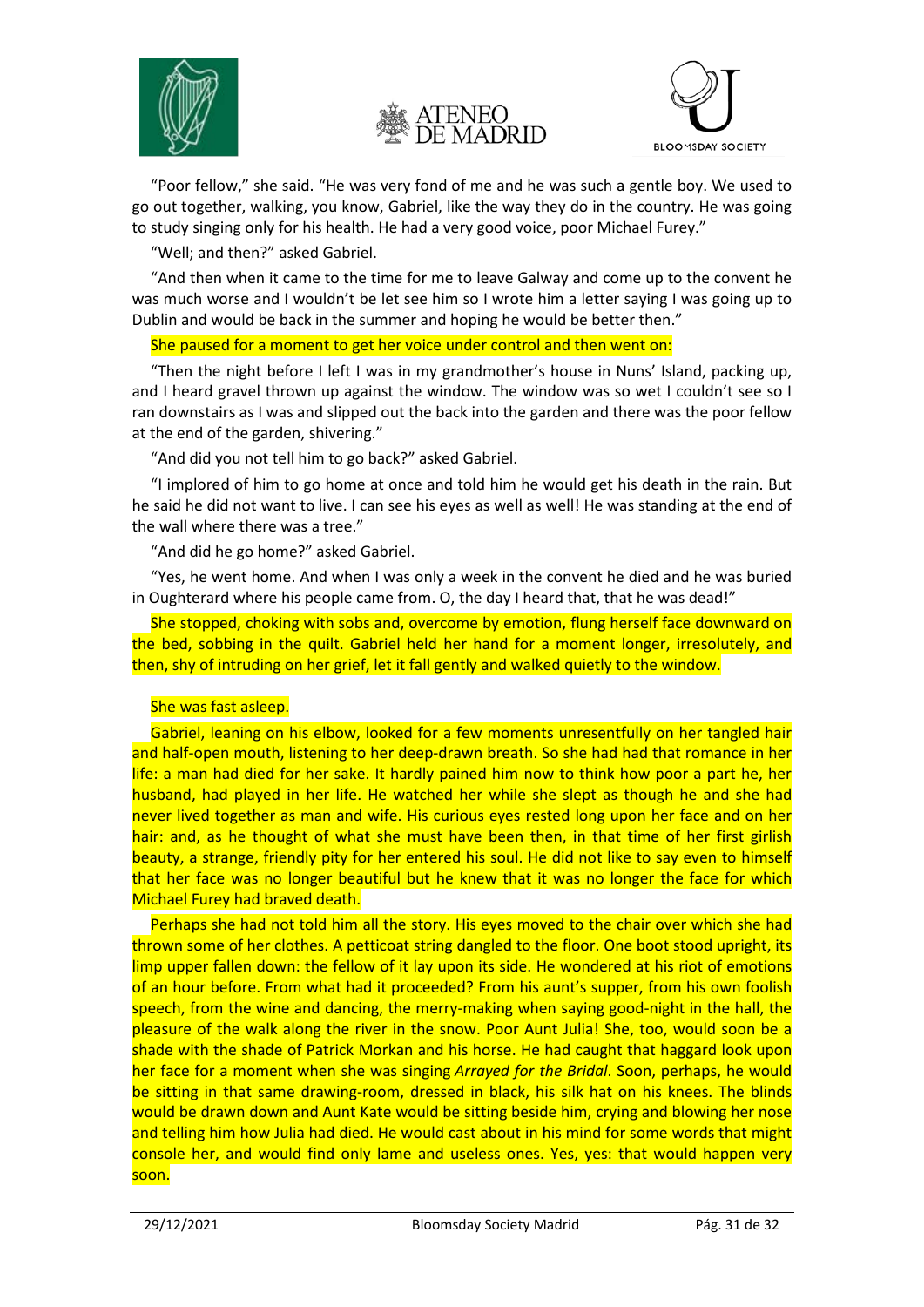"Poor fellow," she said. "He was very fond of me and he was such a gentle boy. We used to go out together, walking, you know, Gabriel, like the way they do in the country. He was going to study singing only for his health. He had a very good voice, poor Michael Furey."

"Well; and then?" asked Gabriel.

"And then when it came to the time for me to leave Galway and come up to the convent he was much worse and I wouldn't be let see him so I wrote him a letter saying I was going up to Dublin and would be back in the summer and hoping he would be better then."

She paused for a moment to get her voice under control and then went on:

"Then the night before I left I was in my grandmother's house in Nuns' Island, packing up, and I heard gravel thrown up against the window. The window was so wet I couldn't see so I ran downstairs as I was and slipped out the back into the garden and there was the poor fellow at the end of the garden, shivering."

"And did you not tell him to go back?" asked Gabriel.

"I implored of him to go home at once and told him he would get his death in the rain. But he said he did not want to live. I can see his eyes as well as well! He was standing at the end of the wall where there was a tree."

"And did he go home?" asked Gabriel.

"Yes, he went home. And when I was only a week in the convent he died and he was buried in Oughterard where his people came from. O, the day I heard that, that he was dead!"

She stopped, choking with sobs and, overcome by emotion, flung herself face downward on the bed, sobbing in the quilt. Gabriel held her hand for a moment longer, irresolutely, and then, shy of intruding on her grief, let it fall gently and walked quietly to the window.

She was fast asleep.

Gabriel, leaning on his elbow, looked for a few moments unresentfully on her tangled hair and half-open mouth, listening to her deep-drawn breath. So she had had that romance in her life: a man had died for her sake. It hardly pained him now to think how poor a part he, her husband, had played in her life. He watched her while she slept as though he and she had never lived together as man and wife. His curious eyes rested long upon her face and on her hair: and, as he thought of what she must have been then, in that time of her first girlish beauty, a strange, friendly pity for her entered his soul. He did not like to say even to himself that her face was no longer beautiful but he knew that it was no longer the face for which Michael Furey had braved death.

Perhaps she had not told him all the story. His eyes moved to the chair over which she had thrown some of her clothes. A petticoat string dangled to the floor. One boot stood upright, its limp upper fallen down: the fellow of it lay upon its side. He wondered at his riot of emotions of an hour before. From what had it proceeded? From his aunt's supper, from his own foolish speech, from the wine and dancing, the merry-making when saying good-night in the hall, the pleasure of the walk along the river in the snow. Poor Aunt Julia! She, too, would soon be a shade with the shade of Patrick Morkan and his horse. He had caught that haggard look upon her face for a moment when she was singing *Arrayed for the Bridal*. Soon, perhaps, he would be sitting in that same drawing-room, dressed in black, his silk hat on his knees. The blinds would be drawn down and Aunt Kate would be sitting beside him, crying and blowing her nose and telling him how Julia had died. He would cast about in his mind for some words that might console her, and would find only lame and useless ones. Yes, yes: that would happen very soon.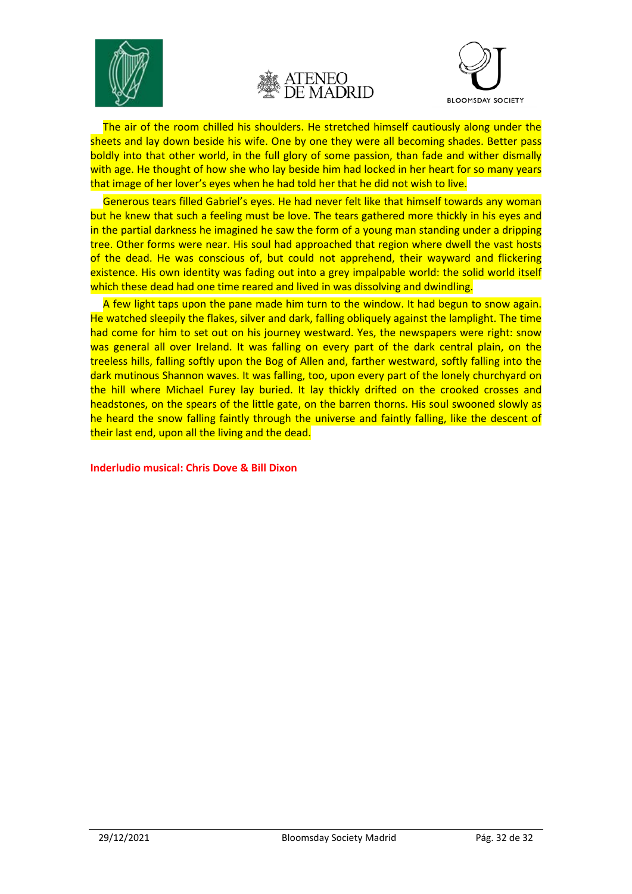The air of the room chilled his shoulders. He stretched himself cautiously along under the sheets and lay down beside his wife. One by one they were all becoming shades. Better pass boldly into that other world, in the full glory of some passion, than fade and wither dismally with age. He thought of how she who lay beside him had locked in her heart for so many years that image of her lover's eyes when he had told her that he did not wish to live.

Generous tears filled Gabriel's eyes. He had never felt like that himself towards any woman but he knew that such a feeling must be love. The tears gathered more thickly in his eyes and in the partial darkness he imagined he saw the form of a young man standing under a dripping tree. Other forms were near. His soul had approached that region where dwell the vast hosts of the dead. He was conscious of, but could not apprehend, their wayward and flickering existence. His own identity was fading out into a grey impalpable world: the solid world itself which these dead had one time reared and lived in was dissolving and dwindling.

A few light taps upon the pane made him turn to the window. It had begun to snow again. He watched sleepily the flakes, silver and dark, falling obliquely against the lamplight. The time had come for him to set out on his journey westward. Yes, the newspapers were right: snow was general all over Ireland. It was falling on every part of the dark central plain, on the treeless hills, falling softly upon the Bog of Allen and, farther westward, softly falling into the dark mutinous Shannon waves. It was falling, too, upon every part of the lonely churchyard on the hill where Michael Furey lay buried. It lay thickly drifted on the crooked crosses and headstones, on the spears of the little gate, on the barren thorns. His soul swooned slowly as he heard the snow falling faintly through the universe and faintly falling, like the descent of their last end, upon all the living and the dead.

**Inderludio musical: Chris Dove & Bill Dixon**